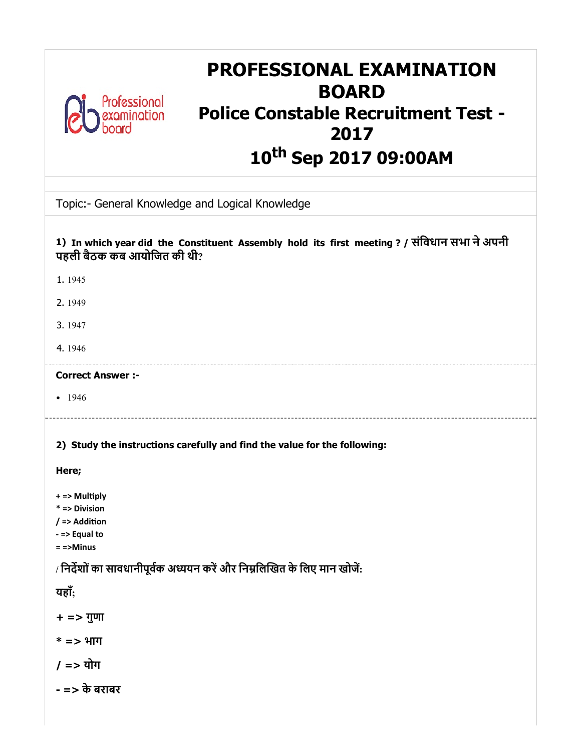# PROFESSIONAL EXAMINATION BOARD

## Police Constable Recruitment Test - 2017

## 10th Sep 2017 09:00AM

Topic:- General Knowledge and Logical Knowledge

**1) In which year did the Constituent Assembly hold its first meeting ? / संविधान सभा ने अपनी पहली बैठक कब आयोजित की थी?**

1. 1945
2. 1949
3. 1947
4. 1946

**Correct Answer :-**

- 1946

---

**2) Study the instructions carefully and find the value for the following:**

**Here;**

**+ => Multiply**
**\* => Division**
**/ => Addition**
**- => Equal to**
**= =>Minus**

/ **निर्देशों का सावधानीपूर्वक अध्ययन करें और निम्नलिखित के लिए मान खोजें:**

**यहाँ;**

**+ => गुणा**

**\* => भाग**

**/ => योग**

**- => के बराबर**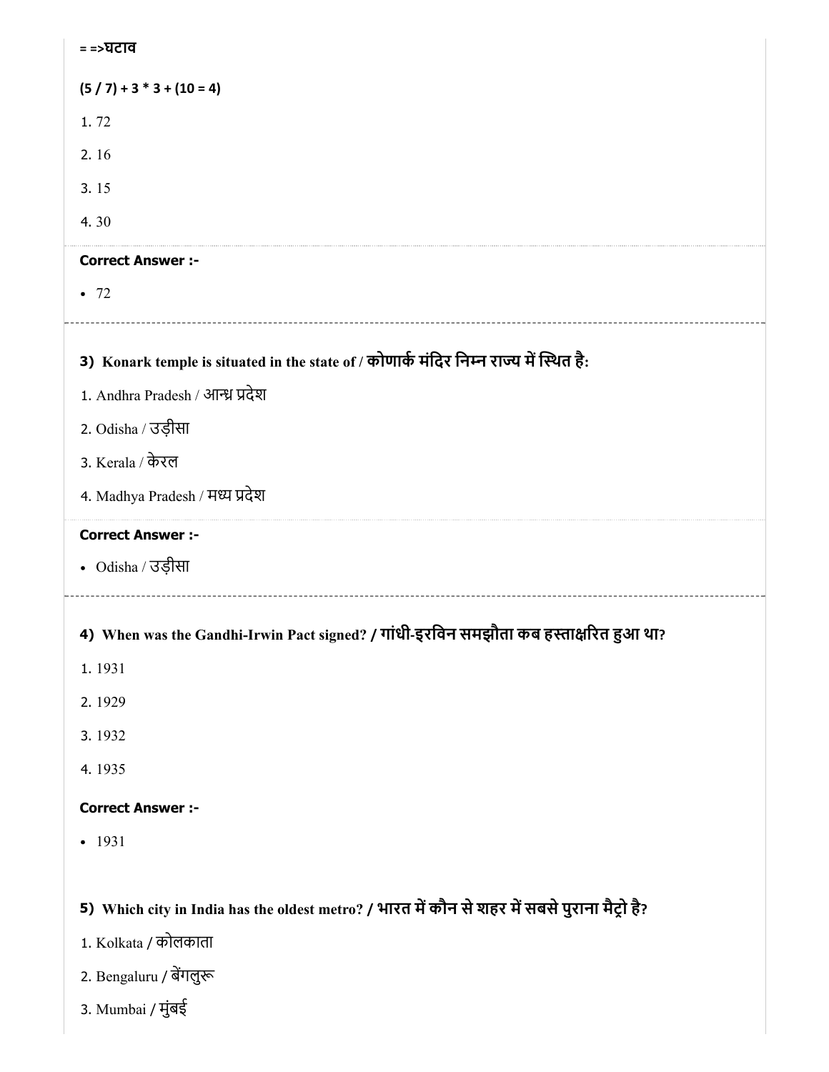= =>घटाव

**(5 / 7) + 3 * 3 + (10 = 4)**

1. 72
2. 16
3. 15
4. 30

**Correct Answer :-**

- 72

**3) Konark temple is situated in the state of / कोणार्क मंदिर निम्न राज्य में स्थित है:**

1. Andhra Pradesh / आन्ध्र प्रदेश
2. Odisha / उड़ीसा
3. Kerala / केरल
4. Madhya Pradesh / मध्य प्रदेश

**Correct Answer :-**

- Odisha / उड़ीसा

**4) When was the Gandhi-Irwin Pact signed? / गांधी-इरविन समझौता कब हस्ताक्षरित हुआ था?**

1. 1931
2. 1929
3. 1932
4. 1935

**Correct Answer :-**

- 1931

**5) Which city in India has the oldest metro? / भारत में कौन से शहर में सबसे पुराना मैट्रो है?**

1. Kolkata / कोलकाता
2. Bengaluru / बेंगलुरू
3. Mumbai / मुंबई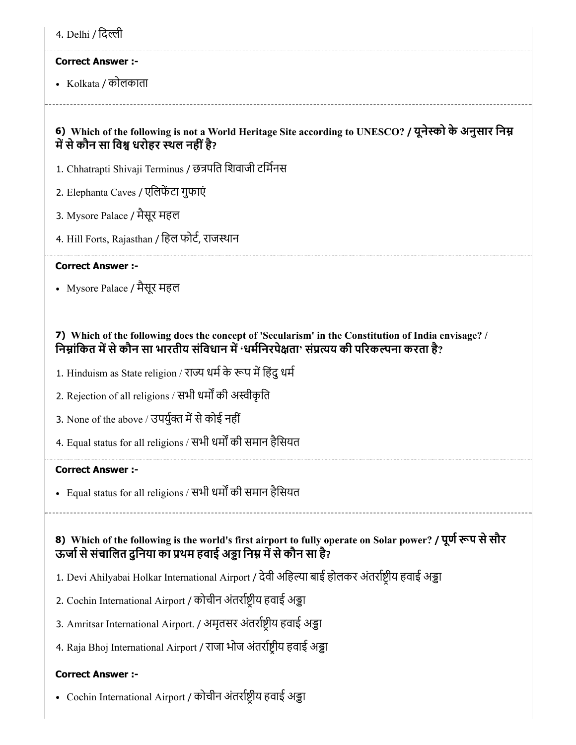4. Delhi / दिल्ली

**Correct Answer :-**

- Kolkata / कोलकाता

**6) Which of the following is not a World Heritage Site according to UNESCO? / यूनेस्को के अनुसार निम्न में से कौन सा विश्व धरोहर स्थल नहीं है?**

1. Chhatrapti Shivaji Terminus / छत्रपति शिवाजी टर्मिनस
2. Elephanta Caves / एलिफेंटा गुफाएं
3. Mysore Palace / मैसूर महल
4. Hill Forts, Rajasthan / हिल फोर्ट, राजस्थान

**Correct Answer :-**

- Mysore Palace / मैसूर महल

**7) Which of the following does the concept of 'Secularism' in the Constitution of India envisage? / निम्नांकित में से कौन सा भारतीय संविधान में 'धर्मनिरपेक्षता' संप्रत्यय की परिकल्पना करता है?**

1. Hinduism as State religion / राज्य धर्म के रूप में हिंदु धर्म
2. Rejection of all religions / सभी धर्मों की अस्वीकृति
3. None of the above / उपर्युक्त में से कोई नहीं
4. Equal status for all religions / सभी धर्मों की समान हैसियत

**Correct Answer :-**

- Equal status for all religions / सभी धर्मों की समान हैसियत

**8) Which of the following is the world's first airport to fully operate on Solar power? / पूर्ण रूप से सौर ऊर्जा से संचालित दुनिया का प्रथम हवाई अड्डा निम्न में से कौन सा है?**

1. Devi Ahilyabai Holkar International Airport / देवी अहिल्या बाई होलकर अंतर्राष्ट्रीय हवाई अड्डा
2. Cochin International Airport / कोचीन अंतर्राष्ट्रीय हवाई अड्डा
3. Amritsar International Airport. / अमृतसर अंतर्राष्ट्रीय हवाई अड्डा
4. Raja Bhoj International Airport / राजा भोज अंतर्राष्ट्रीय हवाई अड्डा

**Correct Answer :-**

- Cochin International Airport / कोचीन अंतर्राष्ट्रीय हवाई अड्डा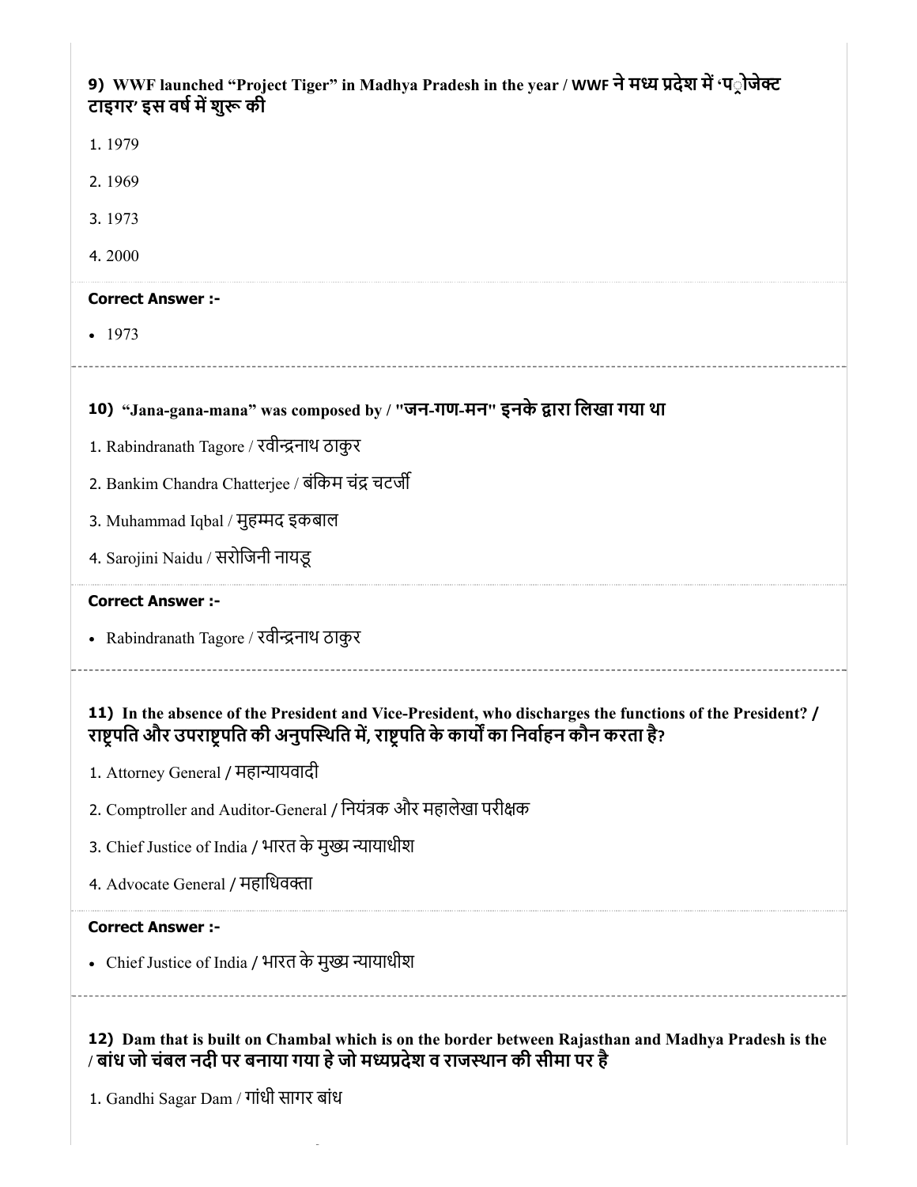**9) WWF launched "Project Tiger" in Madhya Pradesh in the year / WWF ने मध्य प्रदेश में 'प्ोजेक्ट टाइगर' इस वर्ष में शुरू की**

1. 1979
2. 1969
3. 1973
4. 2000

**Correct Answer :-**

- 1973

---

**10) "Jana-gana-mana" was composed by / "जन-गण-मन" इनके द्वारा लिखा गया था**

1. Rabindranath Tagore / रवीन्द्रनाथ ठाकुर
2. Bankim Chandra Chatterjee / बंकिम चंद्र चटर्जी
3. Muhammad Iqbal / मुहम्मद इकबाल
4. Sarojini Naidu / सरोजिनी नायडू

**Correct Answer :-**

- Rabindranath Tagore / रवीन्द्रनाथ ठाकुर

---

**11) In the absence of the President and Vice-President, who discharges the functions of the President? / राष्ट्रपति और उपराष्ट्रपति की अनुपस्थिति में, राष्ट्रपति के कार्यों का निर्वाहन कौन करता है?**

1. Attorney General / महान्यायवादी
2. Comptroller and Auditor-General / नियंत्रक और महालेखा परीक्षक
3. Chief Justice of India / भारत के मुख्य न्यायाधीश
4. Advocate General / महाधिवक्ता

**Correct Answer :-**

- Chief Justice of India / भारत के मुख्य न्यायाधीश

---

**12) Dam that is built on Chambal which is on the border between Rajasthan and Madhya Pradesh is the / बांध जो चंबल नदी पर बनाया गया हे जो मध्यप्रदेश व राजस्थान की सीमा पर है**

1. Gandhi Sagar Dam / गांधी सागर बांध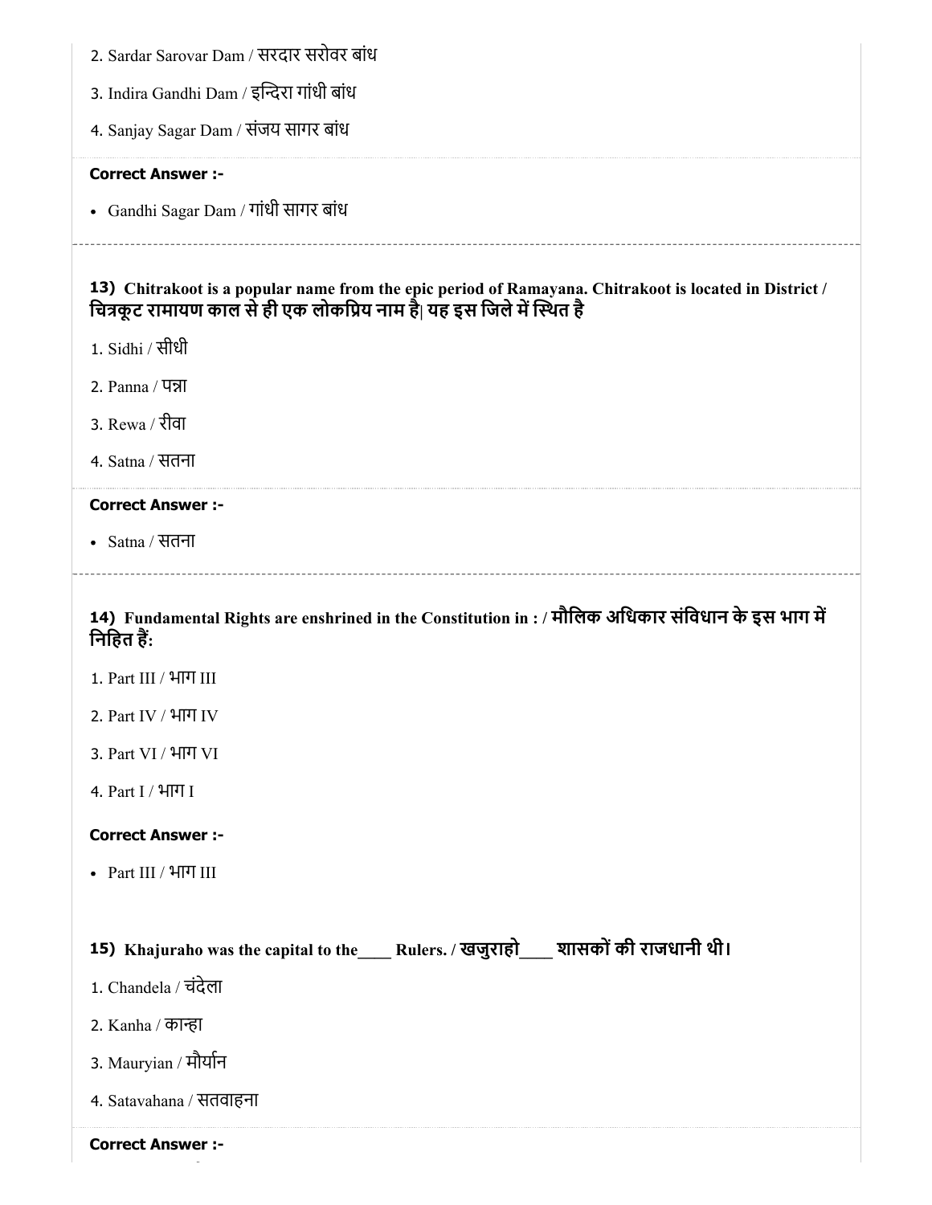2. Sardar Sarovar Dam / सरदार सरोवर बांध

3. Indira Gandhi Dam / इन्दिरा गांधी बांध

4. Sanjay Sagar Dam / संजय सागर बांध

**Correct Answer :-**

- Gandhi Sagar Dam / गांधी सागर बांध

**13) Chitrakoot is a popular name from the epic period of Ramayana. Chitrakoot is located in District / चित्रकूट रामायण काल से ही एक लोकप्रिय नाम है| यह इस जिले में स्थित है**

1. Sidhi / सीधी

2. Panna / पन्ना

3. Rewa / रीवा

4. Satna / सतना

**Correct Answer :-**

- Satna / सतना

**14) Fundamental Rights are enshrined in the Constitution in : / मौलिक अधिकार संविधान के इस भाग में निहित हैं:**

1. Part III / भाग III

2. Part IV / भाग IV

3. Part VI / भाग VI

4. Part I / भाग I

**Correct Answer :-**

- Part III / भाग III

**15) Khajuraho was the capital to the____ Rulers. / खजुराहो____ शासकों की राजधानी थी।**

1. Chandela / चंदेला

2. Kanha / कान्हा

3. Mauryian / मौर्यान

4. Satavahana / सतवाहना

**Correct Answer :-**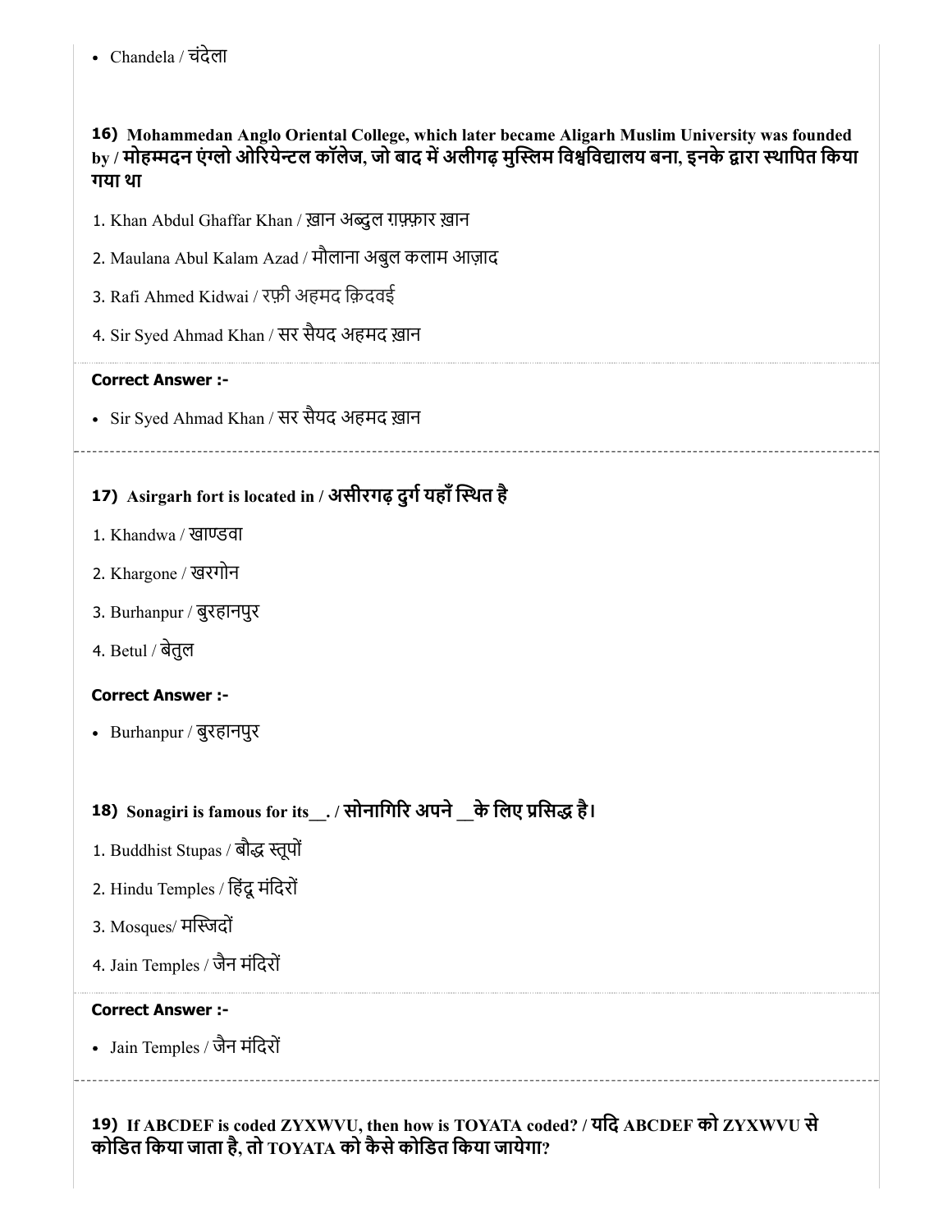- Chandela / चंदेला

**16) Mohammedan Anglo Oriental College, which later became Aligarh Muslim University was founded by / मोहम्मदन एंग्लो ओरियेन्टल कॉलेज, जो बाद में अलीगढ़ मुस्लिम विश्वविद्यालय बना, इनके द्वारा स्थापित किया गया था**

1. Khan Abdul Ghaffar Khan / ख़ान अब्दुल ग़फ़्फ़ार ख़ान
2. Maulana Abul Kalam Azad / मौलाना अबुल कलाम आज़ाद
3. Rafi Ahmed Kidwai / रफ़ी अहमद क़िदवई
4. Sir Syed Ahmad Khan / सर सैयद अहमद ख़ान

**Correct Answer :-**

- Sir Syed Ahmad Khan / सर सैयद अहमद ख़ान

**17) Asirgarh fort is located in / असीरगढ़ दुर्ग यहाँ स्थित है**

1. Khandwa / खाण्डवा
2. Khargone / खरगोन
3. Burhanpur / बुरहानपुर
4. Betul / बेतुल

**Correct Answer :-**

- Burhanpur / बुरहानपुर

**18) Sonagiri is famous for its__. / सोनागिरि अपने __के लिए प्रसिद्ध है।**

1. Buddhist Stupas / बौद्ध स्तूपों
2. Hindu Temples / हिंदू मंदिरों
3. Mosques/ मस्जिदों
4. Jain Temples / जैन मंदिरों

**Correct Answer :-**

- Jain Temples / जैन मंदिरों

**19) If ABCDEF is coded ZYXWVU, then how is TOYATA coded? / यदि ABCDEF को ZYXWVU से कोडित किया जाता है, तो TOYATA को कैसे कोडित किया जायेगा?**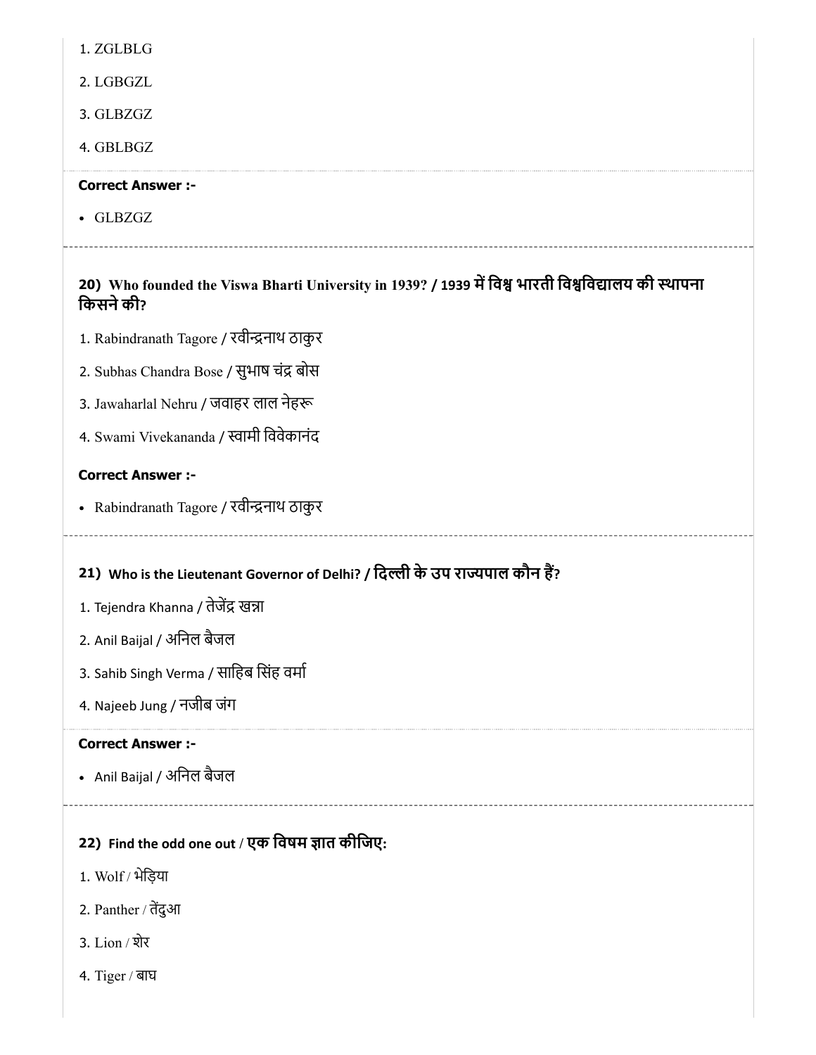1. ZGLBLG
2. LGBGZL
3. GLBZGZ
4. GBLBGZ

**Correct Answer :-**

- GLBZGZ

---

### 20) Who founded the Viswa Bharti University in 1939? / 1939 में विश्व भारती विश्वविद्यालय की स्थापना किसने की?

1. Rabindranath Tagore / रवीन्द्रनाथ ठाकुर
2. Subhas Chandra Bose / सुभाष चंद्र बोस
3. Jawaharlal Nehru / जवाहर लाल नेहरू
4. Swami Vivekananda / स्वामी विवेकानंद

**Correct Answer :-**

- Rabindranath Tagore / रवीन्द्रनाथ ठाकुर

---

### 21) Who is the Lieutenant Governor of Delhi? / दिल्ली के उप राज्यपाल कौन हैं?

1. Tejendra Khanna / तेजेंद्र खन्ना
2. Anil Baijal / अनिल बैजल
3. Sahib Singh Verma / साहिब सिंह वर्मा
4. Najeeb Jung / नजीब जंग

**Correct Answer :-**

- Anil Baijal / अनिल बैजल

---

### 22) Find the odd one out / एक विषम ज्ञात कीजिए:

1. Wolf / भेड़िया
2. Panther / तेंदुआ
3. Lion / शेर
4. Tiger / बाघ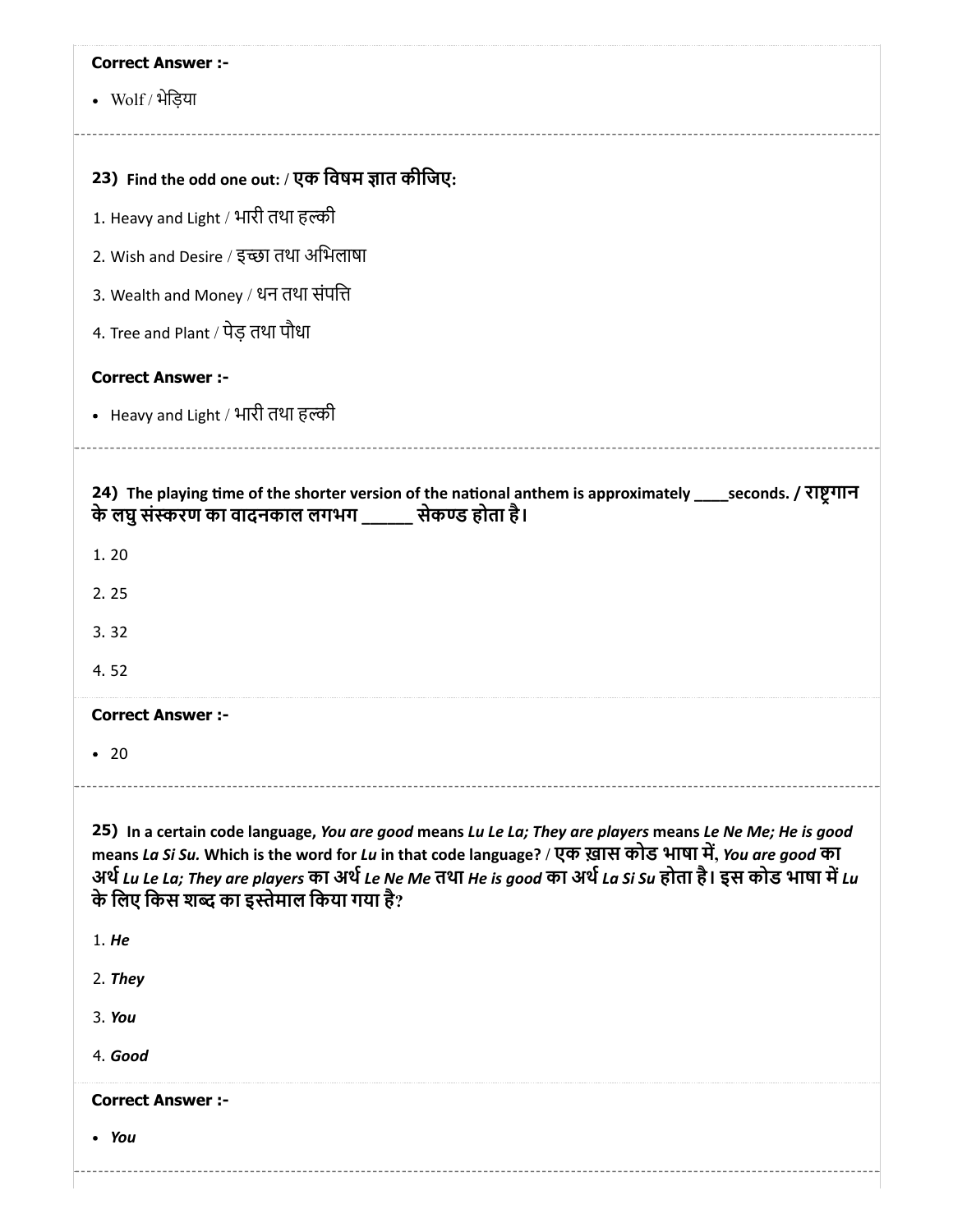**Correct Answer :-**

- Wolf / भेड़िया

**23) Find the odd one out: / एक विषम ज्ञात कीजिए:**

1. Heavy and Light / भारी तथा हल्की
2. Wish and Desire / इच्छा तथा अभिलाषा
3. Wealth and Money / धन तथा संपत्ति
4. Tree and Plant / पेड़ तथा पौधा

**Correct Answer :-**

- Heavy and Light / भारी तथा हल्की

**24) The playing time of the shorter version of the national anthem is approximately ____seconds. / राष्ट्रगान के लघु संस्करण का वादनकाल लगभग ______ सेकण्ड होता है।**

1. 20
2. 25
3. 32
4. 52

**Correct Answer :-**

- 20

**25) In a certain code language, *You are good* means *Lu Le La; They are players* means *Le Ne Me; He is good* means *La Si Su.* Which is the word for *Lu* in that code language? / एक ख़ास कोड भाषा में, *You are good* का अर्थ *Lu Le La; They are players* का अर्थ *Le Ne Me* तथा *He is good* का अर्थ *La Si Su* होता है। इस कोड भाषा में *Lu* के लिए किस शब्द का इस्तेमाल किया गया है?**

1. ***He***
2. ***They***
3. ***You***
4. ***Good***

**Correct Answer :-**

- ***You***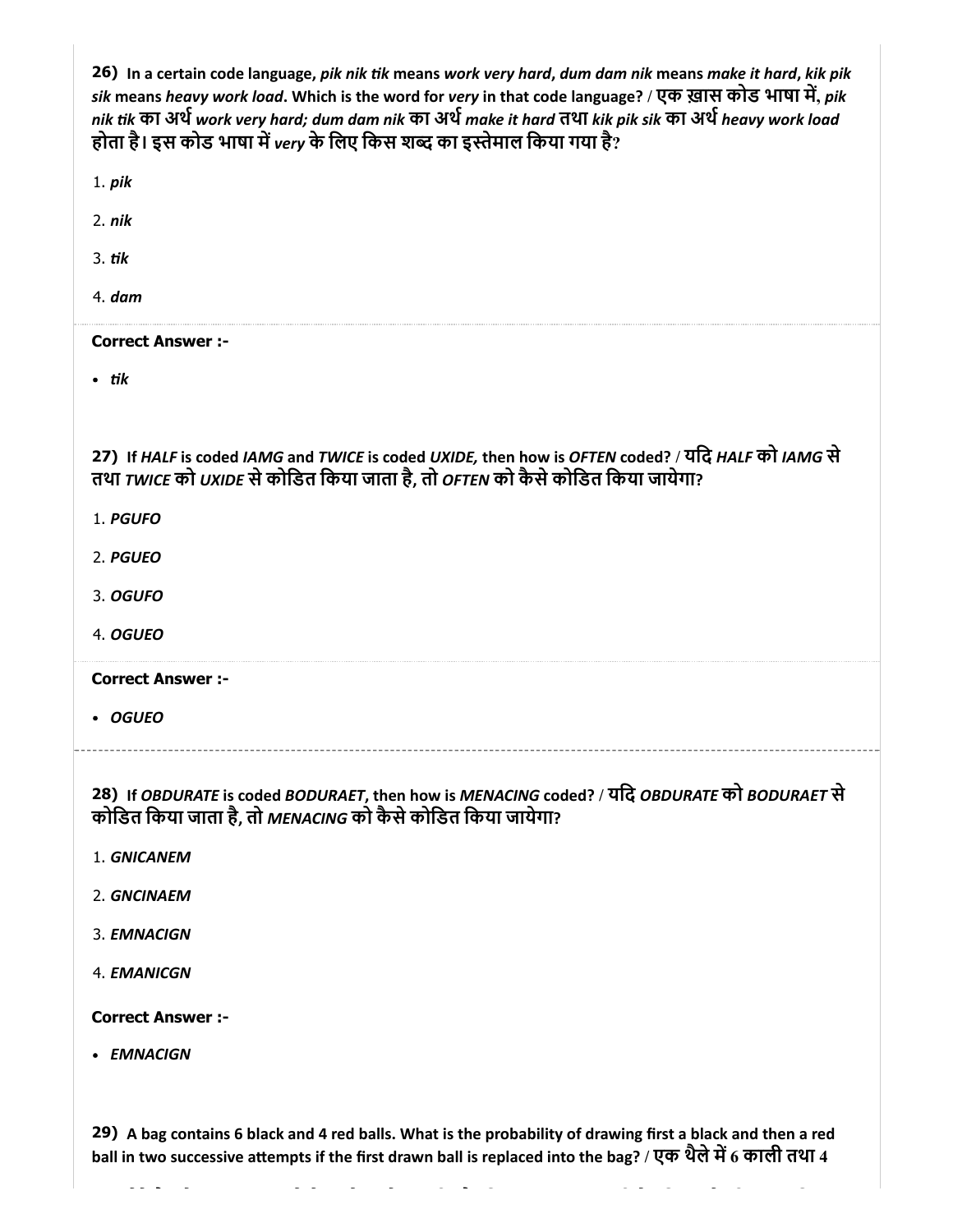**26)** **In a certain code language, *pik nik tik* means *work very hard*, *dum dam nik* means *make it hard*, *kik pik sik* means *heavy work load*. Which is the word for *very* in that code language? / एक ख़ास कोड भाषा में, *pik nik tik* का अर्थ *work very hard; dum dam nik* का अर्थ *make it hard* तथा *kik pik sik* का अर्थ *heavy work load* होता है। इस कोड भाषा में *very* के लिए किस शब्द का इस्तेमाल किया गया है?**

1. ***pik***
2. ***nik***
3. ***tik***
4. ***dam***

**Correct Answer :-**

- ***tik***

**27)** **If *HALF* is coded *IAMG* and *TWICE* is coded *UXIDE,* then how is *OFTEN* coded? / यदि *HALF* को *IAMG* से तथा *TWICE* को *UXIDE* से कोडित किया जाता है, तो *OFTEN* को कैसे कोडित किया जायेगा?**

1. ***PGUFO***
2. ***PGUEO***
3. ***OGUFO***
4. ***OGUEO***

**Correct Answer :-**

- ***OGUEO***

**28)** **If *OBDURATE* is coded *BODURAET*, then how is *MENACING* coded? / यदि *OBDURATE* को *BODURAET* से कोडित किया जाता है, तो *MENACING* को कैसे कोडित किया जायेगा?**

1. ***GNICANEM***
2. ***GNCINAEM***
3. ***EMNACIGN***
4. ***EMANICGN***

**Correct Answer :-**

- ***EMNACIGN***

**29)** **A bag contains 6 black and 4 red balls. What is the probability of drawing first a black and then a red ball in two successive attempts if the first drawn ball is replaced into the bag? / एक थैले में 6 काली तथा 4**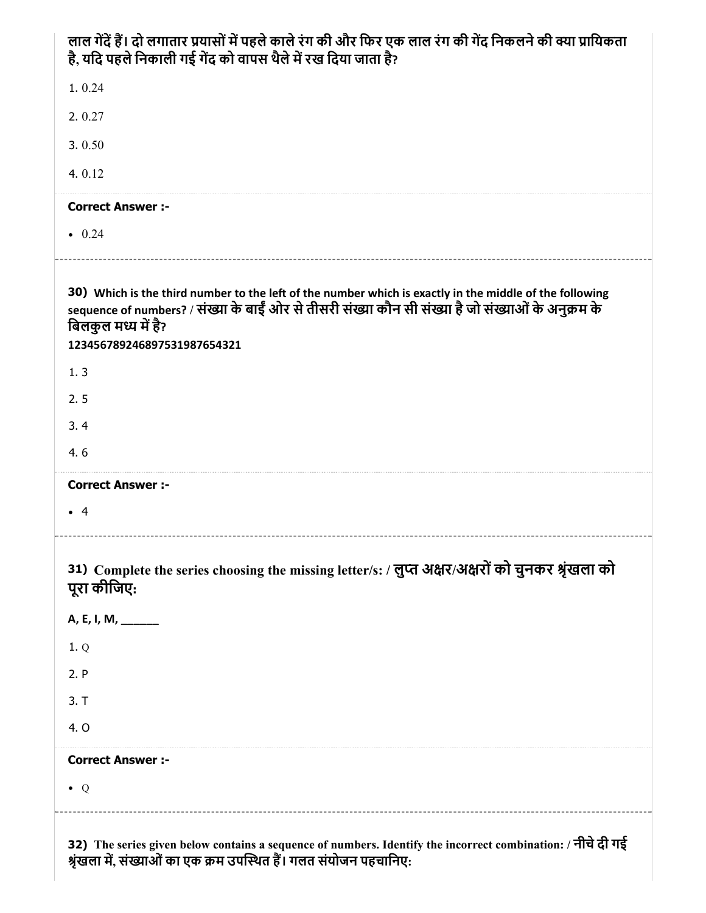लाल गेंदें हैं। दो लगातार प्रयासों में पहले काले रंग की और फिर एक लाल रंग की गेंद निकलने की क्या प्रायिकता है, यदि पहले निकाली गई गेंद को वापस थैले में रख दिया जाता है?

1. 0.24
2. 0.27
3. 0.50
4. 0.12

**Correct Answer :-**

- 0.24

**30)** Which is the third number to the left of the number which is exactly in the middle of the following sequence of numbers? / संख्या के बाईं ओर से तीसरी संख्या कौन सी संख्या है जो संख्याओं के अनुक्रम के बिलकुल मध्य में है?

**1234567892468975319876543 21**

1. 3
2. 5
3. 4
4. 6

**Correct Answer :-**

- 4

**31)** Complete the series choosing the missing letter/s: / लुप्त अक्षर/अक्षरों को चुनकर श्रृंखला को पूरा कीजिए:

**A, E, I, M, ______**

1. Q
2. P
3. T
4. O

**Correct Answer :-**

- Q

**32)** The series given below contains a sequence of numbers. Identify the incorrect combination: / नीचे दी गई श्रृंखला में, संख्याओं का एक क्रम उपस्थित हैं। गलत संयोजन पहचानिए: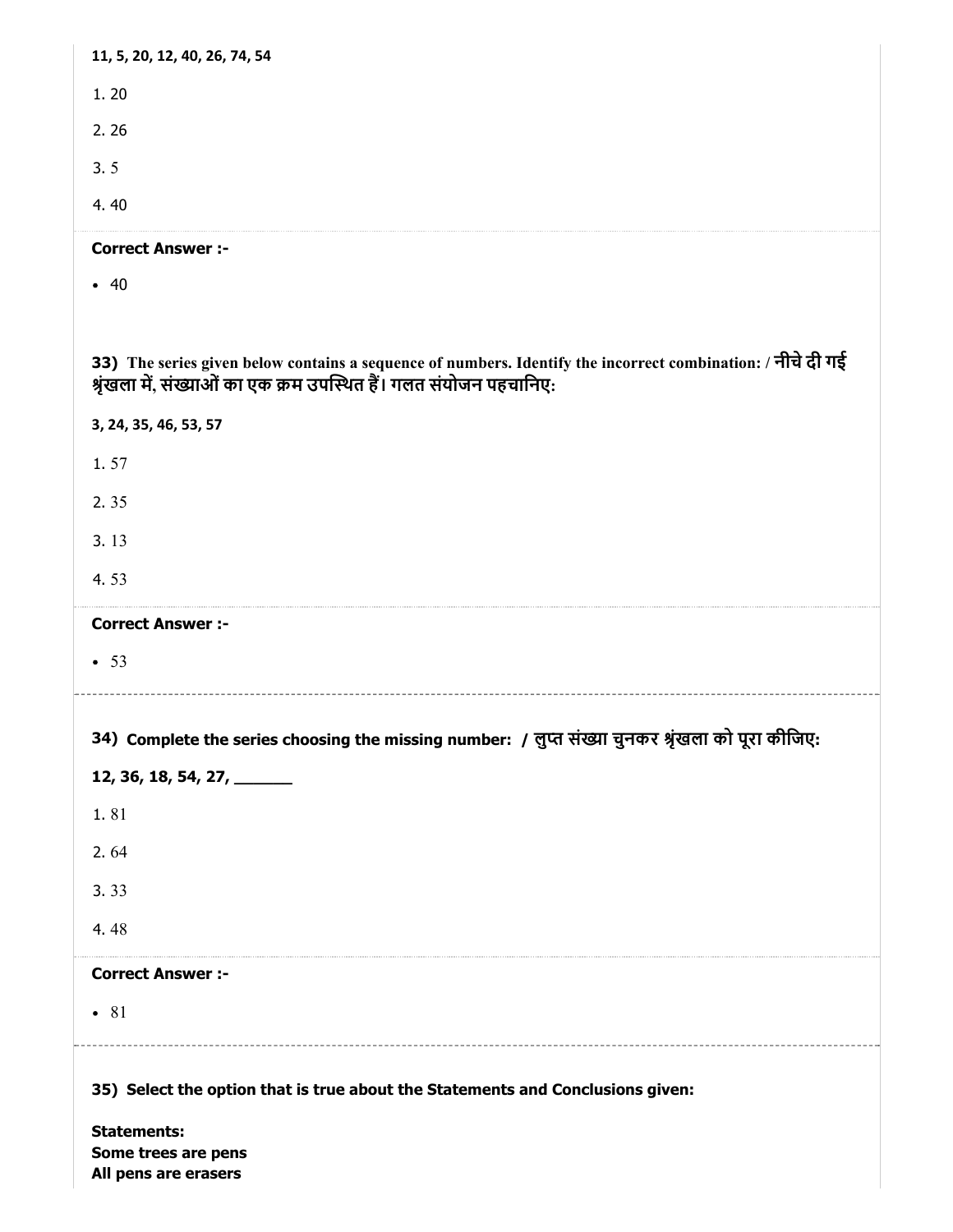11, 5, 20, 12, 40, 26, 74, 54

1. 20

2. 26

3. 5

4. 40

**Correct Answer :-**

- 40

**33)** The series given below contains a sequence of numbers. Identify the incorrect combination: / नीचे दी गई श्रृंखला में, संख्याओं का एक क्रम उपस्थित हैं। गलत संयोजन पहचानिए:

3, 24, 35, 46, 53, 57

1. 57

2. 35

3. 13

4. 53

**Correct Answer :-**

- 53

**34)** Complete the series choosing the missing number: / लुप्त संख्या चुनकर श्रृंखला को पूरा कीजिए:

12, 36, 18, 54, 27, _______

1. 81

2. 64

3. 33

4. 48

**Correct Answer :-**

- 81

**35)** Select the option that is true about the Statements and Conclusions given:

**Statements:**
**Some trees are pens**
**All pens are erasers**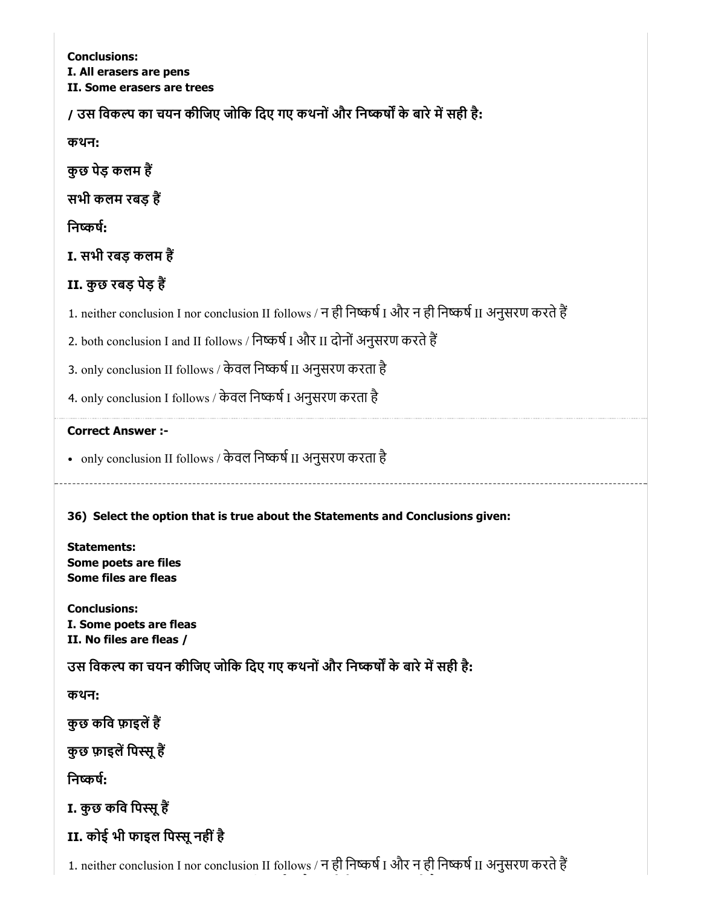**Conclusions:**
**I. All erasers are pens**
**II. Some erasers are trees**

**/ उस विकल्प का चयन कीजिए जोकि दिए गए कथनों और निष्कर्षों के बारे में सही है:**

**कथन:**

**कुछ पेड़ कलम हैं**

**सभी कलम रबड़ हैं**

**निष्कर्ष:**

**I. सभी रबड़ कलम हैं**

**II. कुछ रबड़ पेड़ हैं**

1. neither conclusion I nor conclusion II follows / न ही निष्कर्ष I और न ही निष्कर्ष II अनुसरण करते हैं
2. both conclusion I and II follows / निष्कर्ष I और II दोनों अनुसरण करते हैं
3. only conclusion II follows / केवल निष्कर्ष II अनुसरण करता है
4. only conclusion I follows / केवल निष्कर्ष I अनुसरण करता है

**Correct Answer :-**

- only conclusion II follows / केवल निष्कर्ष II अनुसरण करता है

---

**36) Select the option that is true about the Statements and Conclusions given:**

**Statements:**
**Some poets are files**
**Some files are fleas**

**Conclusions:**
**I. Some poets are fleas**
**II. No files are fleas /**

**उस विकल्प का चयन कीजिए जोकि दिए गए कथनों और निष्कर्षों के बारे में सही है:**

**कथन:**

**कुछ कवि फ़ाइलें हैं**

**कुछ फ़ाइलें पिस्सू हैं**

**निष्कर्ष:**

**I. कुछ कवि पिस्सू हैं**

**II. कोई भी फाइल पिस्सू नहीं है**

1. neither conclusion I nor conclusion II follows / न ही निष्कर्ष I और न ही निष्कर्ष II अनुसरण करते हैं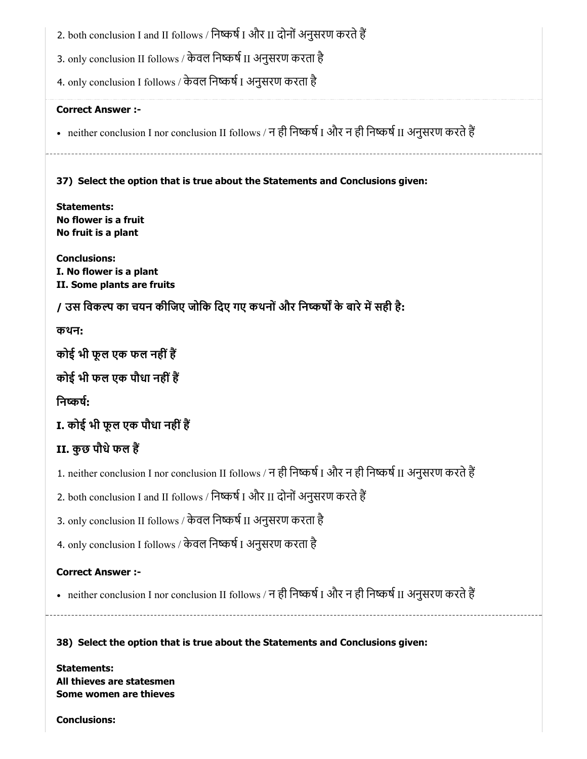2. both conclusion I and II follows / निष्कर्ष I और II दोनों अनुसरण करते हैं

3. only conclusion II follows / केवल निष्कर्ष II अनुसरण करता है

4. only conclusion I follows / केवल निष्कर्ष I अनुसरण करता है

**Correct Answer :-**

- neither conclusion I nor conclusion II follows / न ही निष्कर्ष I और न ही निष्कर्ष II अनुसरण करते हैं

---

**37) Select the option that is true about the Statements and Conclusions given:**

**Statements:**
**No flower is a fruit**
**No fruit is a plant**

**Conclusions:**
**I. No flower is a plant**
**II. Some plants are fruits**

**/ उस विकल्प का चयन कीजिए जोकि दिए गए कथनों और निष्कर्षों के बारे में सही है:**

**कथन:**

**कोई भी फूल एक फल नहीं हैं**

**कोई भी फल एक पौधा नहीं हैं**

**निष्कर्ष:**

**I. कोई भी फूल एक पौधा नहीं हैं**

**II. कुछ पौधे फल हैं**

1. neither conclusion I nor conclusion II follows / न ही निष्कर्ष I और न ही निष्कर्ष II अनुसरण करते हैं

2. both conclusion I and II follows / निष्कर्ष I और II दोनों अनुसरण करते हैं

3. only conclusion II follows / केवल निष्कर्ष II अनुसरण करता है

4. only conclusion I follows / केवल निष्कर्ष I अनुसरण करता है

**Correct Answer :-**

- neither conclusion I nor conclusion II follows / न ही निष्कर्ष I और न ही निष्कर्ष II अनुसरण करते हैं

---

**38) Select the option that is true about the Statements and Conclusions given:**

**Statements:**
**All thieves are statesmen**
**Some women are thieves**

**Conclusions:**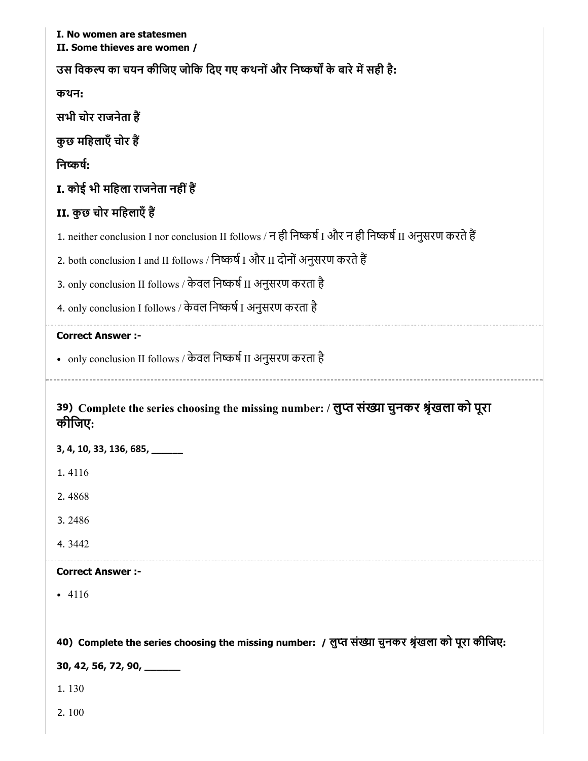**I. No women are statesmen**
**II. Some thieves are women /**

**उस विकल्प का चयन कीजिए जोकि दिए गए कथनों और निष्कर्षों के बारे में सही है:**

**कथन:**

**सभी चोर राजनेता हैं**

**कुछ महिलाएँ चोर हैं**

**निष्कर्ष:**

**I. कोई भी महिला राजनेता नहीं हैं**

**II. कुछ चोर महिलाएँ हैं**

1. neither conclusion I nor conclusion II follows / न ही निष्कर्ष I और न ही निष्कर्ष II अनुसरण करते हैं
2. both conclusion I and II follows / निष्कर्ष I और II दोनों अनुसरण करते हैं
3. only conclusion II follows / केवल निष्कर्ष II अनुसरण करता है
4. only conclusion I follows / केवल निष्कर्ष I अनुसरण करता है

**Correct Answer :-**

- only conclusion II follows / केवल निष्कर्ष II अनुसरण करता है

---

### 39) Complete the series choosing the missing number: / लुप्त संख्या चुनकर श्रृंखला को पूरा कीजिए:

**3, 4, 10, 33, 136, 685, ______**

1. 4116
2. 4868
3. 2486
4. 3442

**Correct Answer :-**

- 4116

### 40) Complete the series choosing the missing number: / लुप्त संख्या चुनकर श्रृंखला को पूरा कीजिए:

**30, 42, 56, 72, 90, ______**

1. 130
2. 100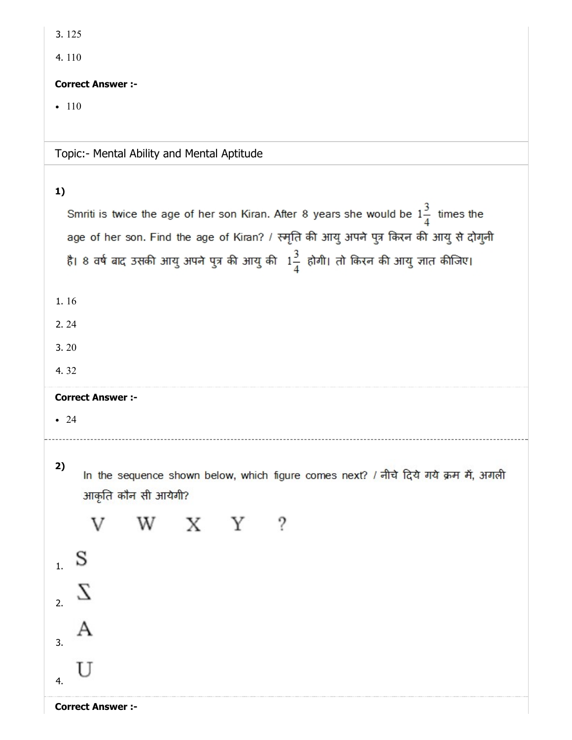3. 125

4. 110

**Correct Answer :-**

- 110

Topic:- Mental Ability and Mental Aptitude

**1)**

Smriti is twice the age of her son Kiran. After 8 years she would be $1\frac{3}{4}$ times the age of her son. Find the age of Kiran? / स्मृति की आयु अपने पुत्र किरन की आयु से दोगुनी है। 8 वर्ष बाद उसकी आयु अपने पुत्र की आयु की $1\frac{3}{4}$ होगी। तो किरन की आयु ज्ञात कीजिए।

1. 16

2. 24

3. 20

4. 32

**Correct Answer :-**

- 24

---

**2)**

In the sequence shown below, which figure comes next? / नीचे दिये गये क्रम में, अगली आकृति कौन सी आयेगी?

V W X Y ?

1. S

2. Σ

3. A

4. U

**Correct Answer :-**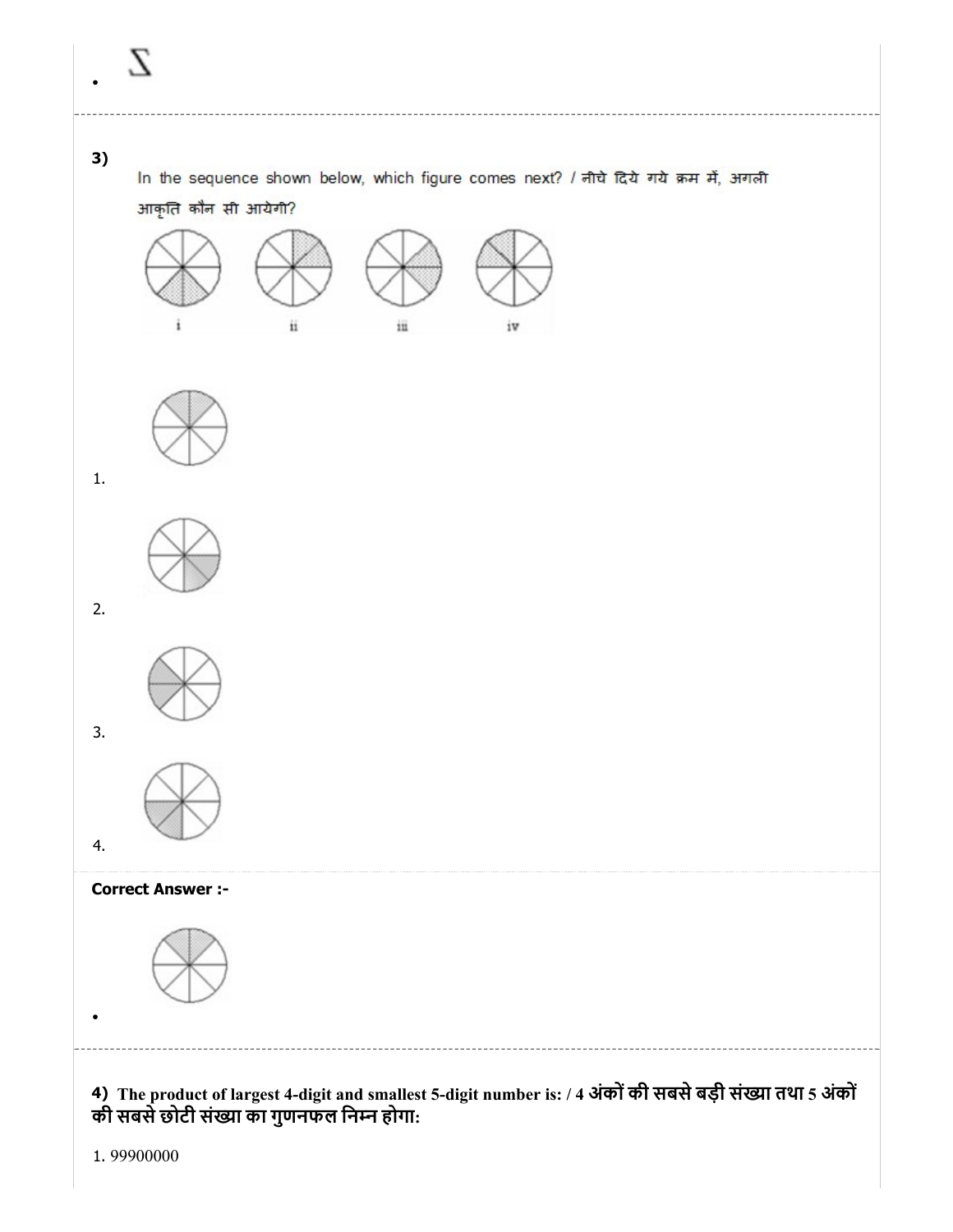- Z

---

**3)** In the sequence shown below, which figure comes next? / नीचे दिये गये क्रम में, अगली आकृति कौन सी आयेगी?

i ii iii iv

1.

2.

3.

4.

**Correct Answer :-**

- 

---

**4) The product of largest 4-digit and smallest 5-digit number is: / 4 अंकों की सबसे बड़ी संख्या तथा 5 अंकों की सबसे छोटी संख्या का गुणनफल निम्न होगा:**

1. 99900000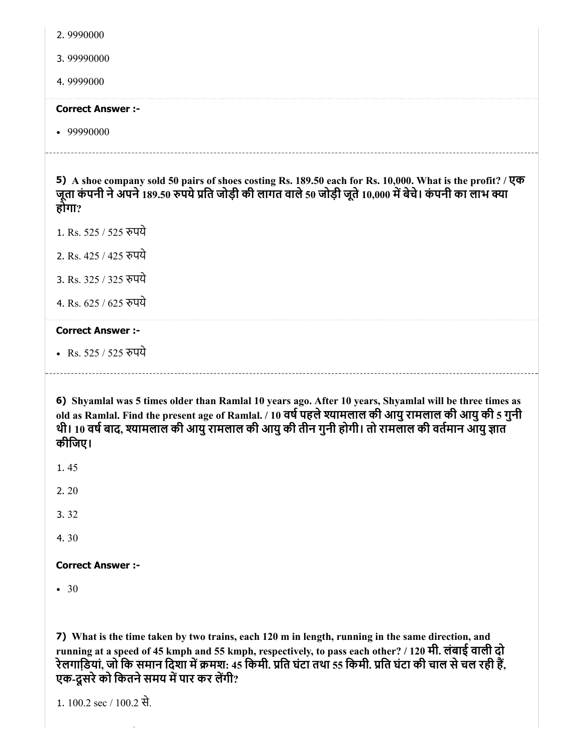2. 9990000

3. 99990000

4. 9999000

**Correct Answer :-**

- 99990000

---

**5)** **A shoe company sold 50 pairs of shoes costing Rs. 189.50 each for Rs. 10,000. What is the profit? / एक जूता कंपनी ने अपने 189.50 रुपये प्रति जोड़ी की लागत वाले 50 जोड़ी जूते 10,000 में बेचे। कंपनी का लाभ क्या होगा?**

1. Rs. 525 / 525 रुपये

2. Rs. 425 / 425 रुपये

3. Rs. 325 / 325 रुपये

4. Rs. 625 / 625 रुपये

**Correct Answer :-**

- Rs. 525 / 525 रुपये

---

**6)** **Shyamlal was 5 times older than Ramlal 10 years ago. After 10 years, Shyamlal will be three times as old as Ramlal. Find the present age of Ramlal. / 10 वर्ष पहले श्यामलाल की आयु रामलाल की आयु की 5 गुनी थी। 10 वर्ष बाद, श्यामलाल की आयु रामलाल की आयु की तीन गुनी होगी। तो रामलाल की वर्तमान आयु ज्ञात कीजिए।**

1. 45

2. 20

3. 32

4. 30

**Correct Answer :-**

- 30

**7)** **What is the time taken by two trains, each 120 m in length, running in the same direction, and running at a speed of 45 kmph and 55 kmph, respectively, to pass each other? / 120 मी. लंबाई वाली दो रेलगाड़ियां, जो कि समान दिशा में क्रमश: 45 किमी. प्रति घंटा तथा 55 किमी. प्रति घंटा की चाल से चल रही हैं, एक-दूसरे को कितने समय में पार कर लेंगी?**

1. 100.2 sec / 100.2 से.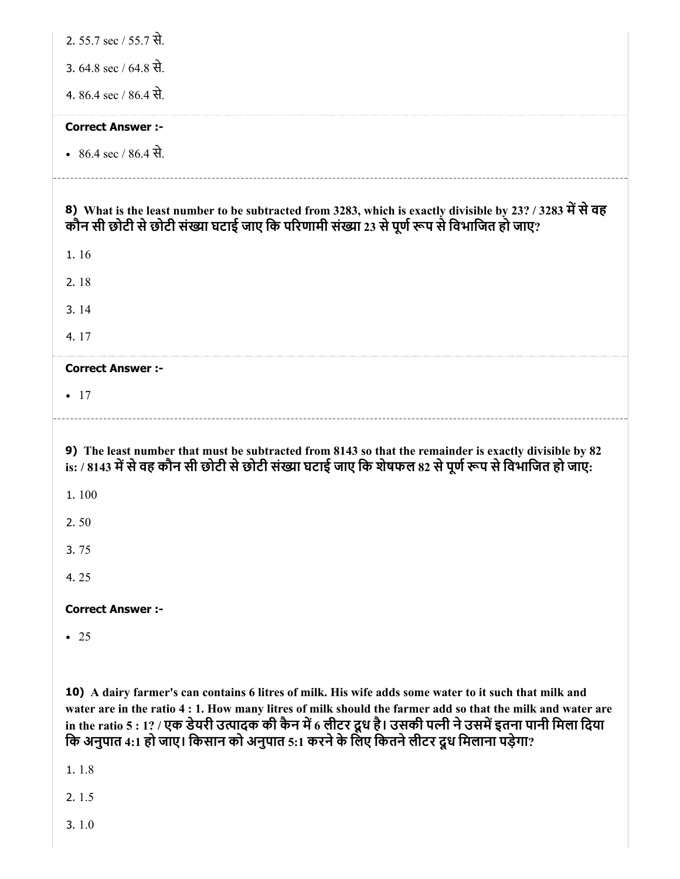2. 55.7 sec / 55.7 से.

3. 64.8 sec / 64.8 से.

4. 86.4 sec / 86.4 से.

**Correct Answer :-**

- 86.4 sec / 86.4 से.

---

**8) What is the least number to be subtracted from 3283, which is exactly divisible by 23? / 3283 में से वह कौन सी छोटी से छोटी संख्या घटाई जाए कि परिणामी संख्या 23 से पूर्ण रूप से विभाजित हो जाए?**

1. 16

2. 18

3. 14

4. 17

**Correct Answer :-**

- 17

---

**9) The least number that must be subtracted from 8143 so that the remainder is exactly divisible by 82 is: / 8143 में से वह कौन सी छोटी से छोटी संख्या घटाई जाए कि शेषफल 82 से पूर्ण रूप से विभाजित हो जाए:**

1. 100

2. 50

3. 75

4. 25

**Correct Answer :-**

- 25

**10) A dairy farmer's can contains 6 litres of milk. His wife adds some water to it such that milk and water are in the ratio 4 : 1. How many litres of milk should the farmer add so that the milk and water are in the ratio 5 : 1? / एक डेयरी उत्पादक की कैन में 6 लीटर दूध है। उसकी पत्नी ने उसमें इतना पानी मिला दिया कि अनुपात 4:1 हो जाए। किसान को अनुपात 5:1 करने के लिए कितने लीटर दूध मिलाना पड़ेगा?**

1. 1.8

2. 1.5

3. 1.0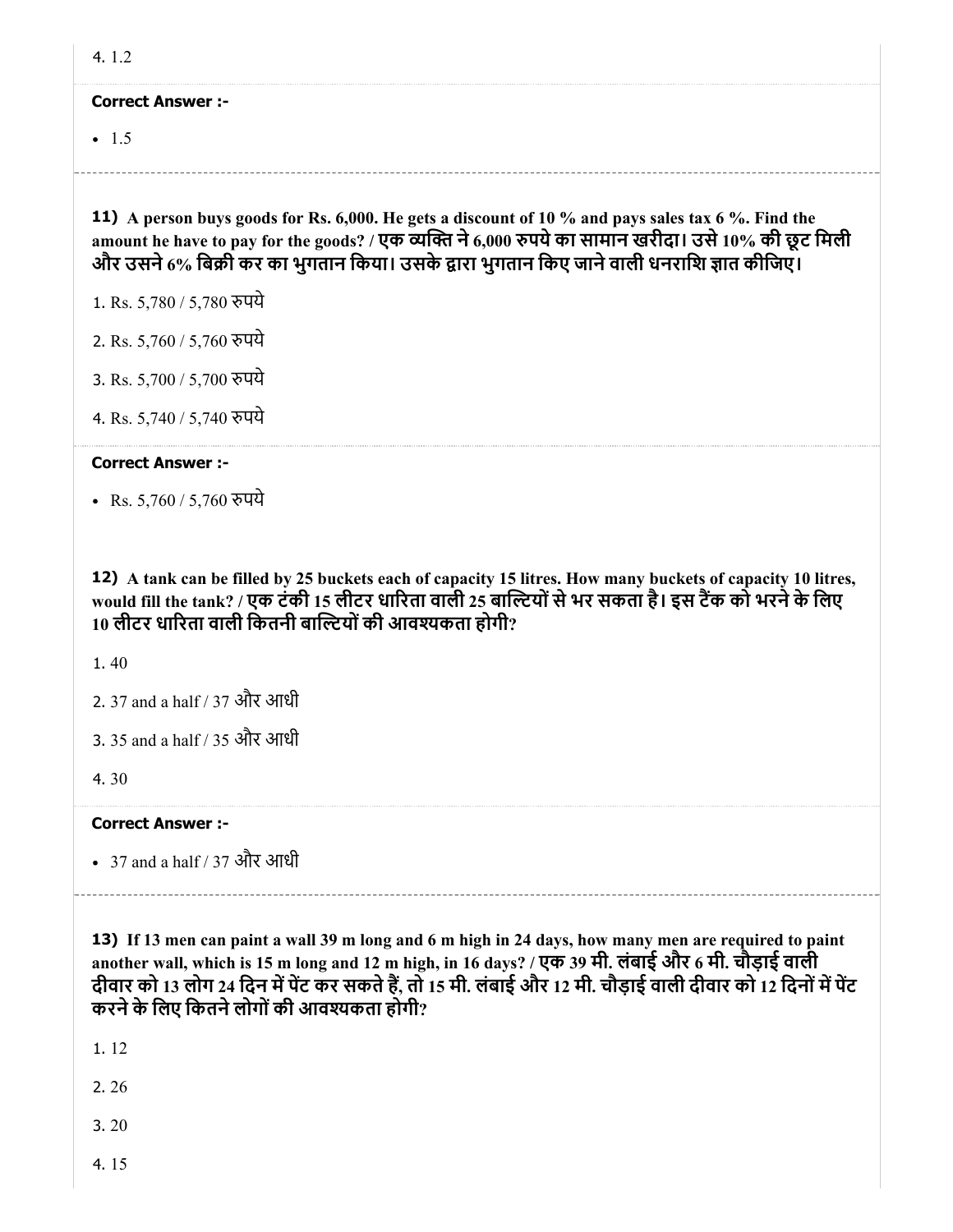4. 1.2

**Correct Answer :-**

- 1.5

**11)** **A person buys goods for Rs. 6,000. He gets a discount of 10 % and pays sales tax 6 %. Find the amount he have to pay for the goods? / एक व्यक्ति ने 6,000 रुपये का सामान खरीदा। उसे 10% की छूट मिली और उसने 6% बिक्री कर का भुगतान किया। उसके द्वारा भुगतान किए जाने वाली धनराशि ज्ञात कीजिए।**

1. Rs. 5,780 / 5,780 रुपये

2. Rs. 5,760 / 5,760 रुपये

3. Rs. 5,700 / 5,700 रुपये

4. Rs. 5,740 / 5,740 रुपये

**Correct Answer :-**

- Rs. 5,760 / 5,760 रुपये

**12)** **A tank can be filled by 25 buckets each of capacity 15 litres. How many buckets of capacity 10 litres, would fill the tank? / एक टंकी 15 लीटर धारिता वाली 25 बाल्टियों से भर सकता है। इस टैंक को भरने के लिए 10 लीटर धारिता वाली कितनी बाल्टियों की आवश्यकता होगी?**

1. 40

2. 37 and a half / 37 और आधी

3. 35 and a half / 35 और आधी

4. 30

**Correct Answer :-**

- 37 and a half / 37 और आधी

**13)** **If 13 men can paint a wall 39 m long and 6 m high in 24 days, how many men are required to paint another wall, which is 15 m long and 12 m high, in 16 days? / एक 39 मी. लंबाई और 6 मी. चौड़ाई वाली दीवार को 13 लोग 24 दिन में पेंट कर सकते हैं, तो 15 मी. लंबाई और 12 मी. चौड़ाई वाली दीवार को 12 दिनों में पेंट करने के लिए कितने लोगों की आवश्यकता होगी?**

1. 12

2. 26

3. 20

4. 15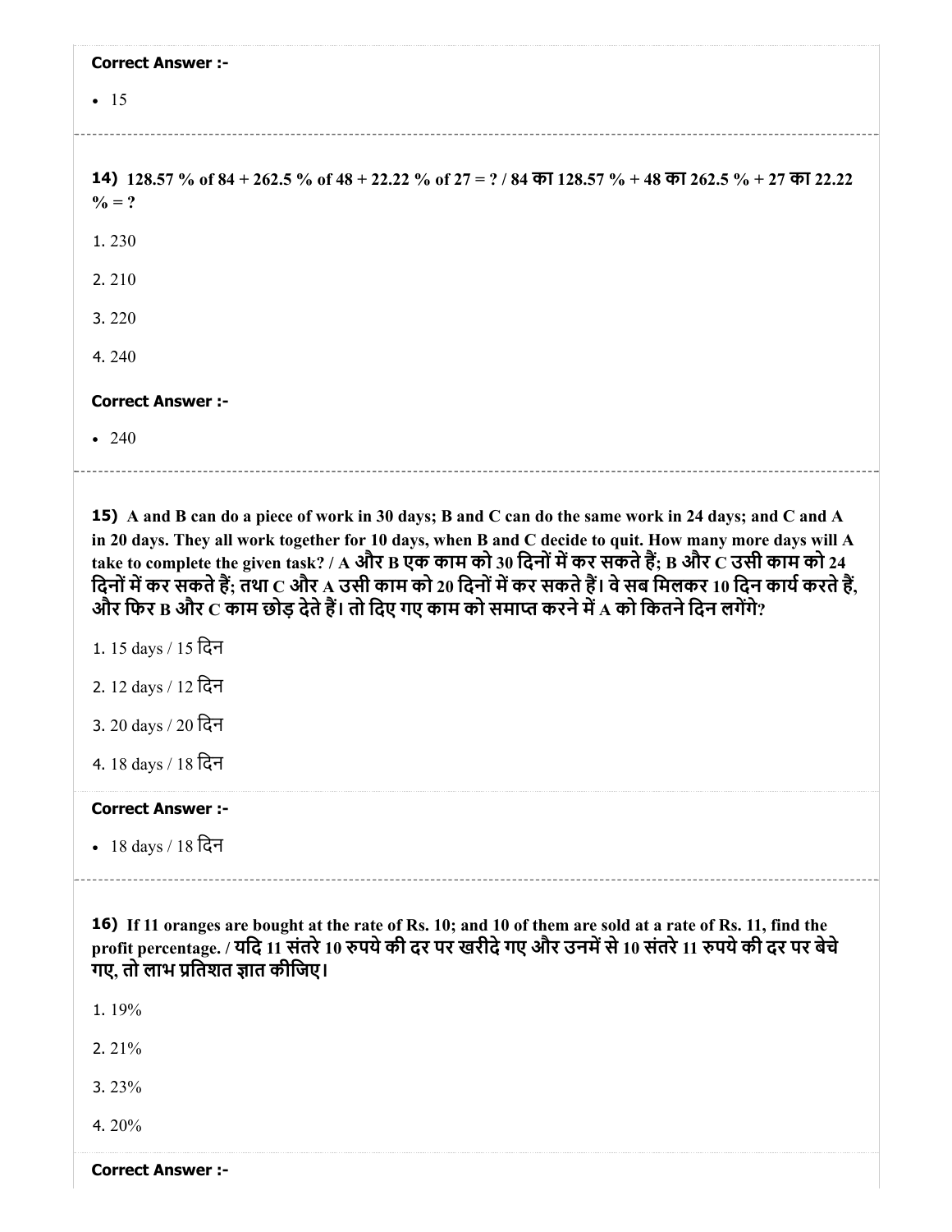**Correct Answer :-**

- 15

---

**14)** 128.57 % of 84 + 262.5 % of 48 + 22.22 % of 27 = ? / 84 का 128.57 % + 48 का 262.5 % + 27 का 22.22 % = ?

1. 230

2. 210

3. 220

4. 240

**Correct Answer :-**

- 240

---

**15)** A and B can do a piece of work in 30 days; B and C can do the same work in 24 days; and C and A in 20 days. They all work together for 10 days, when B and C decide to quit. How many more days will A take to complete the given task? / A और B एक काम को 30 दिनों में कर सकते हैं; B और C उसी काम को 24 दिनों में कर सकते हैं; तथा C और A उसी काम को 20 दिनों में कर सकते हैं। वे सब मिलकर 10 दिन कार्य करते हैं, और फिर B और C काम छोड़ देते हैं। तो दिए गए काम को समाप्त करने में A को कितने दिन लगेंगे?

1. 15 days / 15 दिन

2. 12 days / 12 दिन

3. 20 days / 20 दिन

4. 18 days / 18 दिन

**Correct Answer :-**

- 18 days / 18 दिन

---

**16)** If 11 oranges are bought at the rate of Rs. 10; and 10 of them are sold at a rate of Rs. 11, find the profit percentage. / यदि 11 संतरे 10 रुपये की दर पर खरीदे गए और उनमें से 10 संतरे 11 रुपये की दर पर बेचे गए, तो लाभ प्रतिशत ज्ञात कीजिए।

1. 19%

2. 21%

3. 23%

4. 20%

**Correct Answer :-**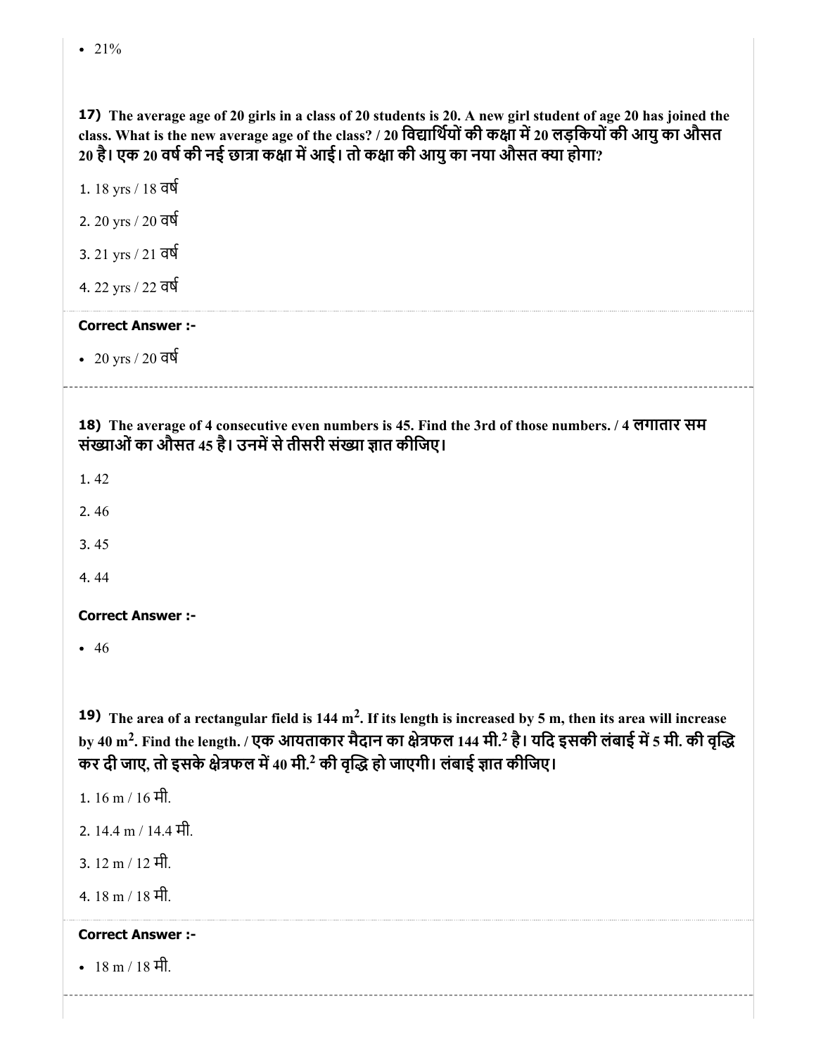- 21%

**17)** **The average age of 20 girls in a class of 20 students is 20. A new girl student of age 20 has joined the class. What is the new average age of the class? / 20 विद्यार्थियों की कक्षा में 20 लड़कियों की आयु का औसत 20 है। एक 20 वर्ष की नई छात्रा कक्षा में आई। तो कक्षा की आयु का नया औसत क्या होगा?**

1. 18 yrs / 18 वर्ष
2. 20 yrs / 20 वर्ष
3. 21 yrs / 21 वर्ष
4. 22 yrs / 22 वर्ष

**Correct Answer :-**

- 20 yrs / 20 वर्ष

---

**18)** **The average of 4 consecutive even numbers is 45. Find the 3rd of those numbers. / 4 लगातार सम संख्याओं का औसत 45 है। उनमें से तीसरी संख्या ज्ञात कीजिए।**

1. 42
2. 46
3. 45
4. 44

**Correct Answer :-**

- 46

**19)** **The area of a rectangular field is 144 $m^2$. If its length is increased by 5 m, then its area will increase by 40 $m^2$. Find the length. / एक आयताकार मैदान का क्षेत्रफल 144 मी.$^2$ है। यदि इसकी लंबाई में 5 मी. की वृद्धि कर दी जाए, तो इसके क्षेत्रफल में 40 मी.$^2$ की वृद्धि हो जाएगी। लंबाई ज्ञात कीजिए।**

1. 16 m / 16 मी.
2. 14.4 m / 14.4 मी.
3. 12 m / 12 मी.
4. 18 m / 18 मी.

**Correct Answer :-**

- 18 m / 18 मी.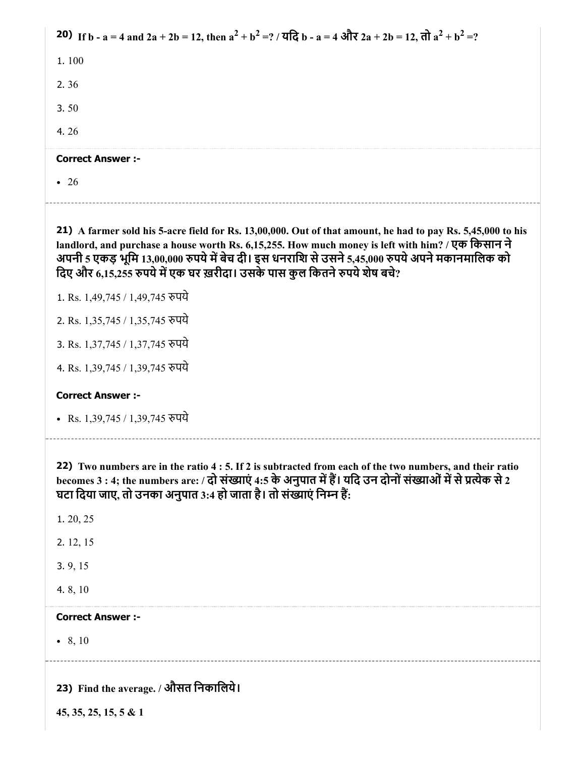**20)** If b - a = 4 and 2a + 2b = 12, then $a^2 + b^2$ =? / यदि b - a = 4 और 2a + 2b = 12, तो $a^2 + b^2$ =?

1. 100

2. 36

3. 50

4. 26

**Correct Answer :-**

- 26

---

**21)** A farmer sold his 5-acre field for Rs. 13,00,000. Out of that amount, he had to pay Rs. 5,45,000 to his landlord, and purchase a house worth Rs. 6,15,255. How much money is left with him? / एक किसान ने अपनी 5 एकड़ भूमि 13,00,000 रुपये में बेच दी। इस धनराशि से उसने 5,45,000 रुपये अपने मकानमालिक को दिए और 6,15,255 रुपये में एक घर ख़रीदा। उसके पास कुल कितने रुपये शेष बचे?

1. Rs. 1,49,745 / 1,49,745 रुपये

2. Rs. 1,35,745 / 1,35,745 रुपये

3. Rs. 1,37,745 / 1,37,745 रुपये

4. Rs. 1,39,745 / 1,39,745 रुपये

**Correct Answer :-**

- Rs. 1,39,745 / 1,39,745 रुपये

---

**22)** Two numbers are in the ratio 4 : 5. If 2 is subtracted from each of the two numbers, and their ratio becomes 3 : 4; the numbers are: / दो संख्याएं 4:5 के अनुपात में हैं। यदि उन दोनों संख्याओं में से प्रत्येक से 2 घटा दिया जाए, तो उनका अनुपात 3:4 हो जाता है। तो संख्याएं निम्न हैं:

1. 20, 25

2. 12, 15

3. 9, 15

4. 8, 10

**Correct Answer :-**

- 8, 10

---

**23)** Find the average. / औसत निकालिये।

**45, 35, 25, 15, 5 & 1**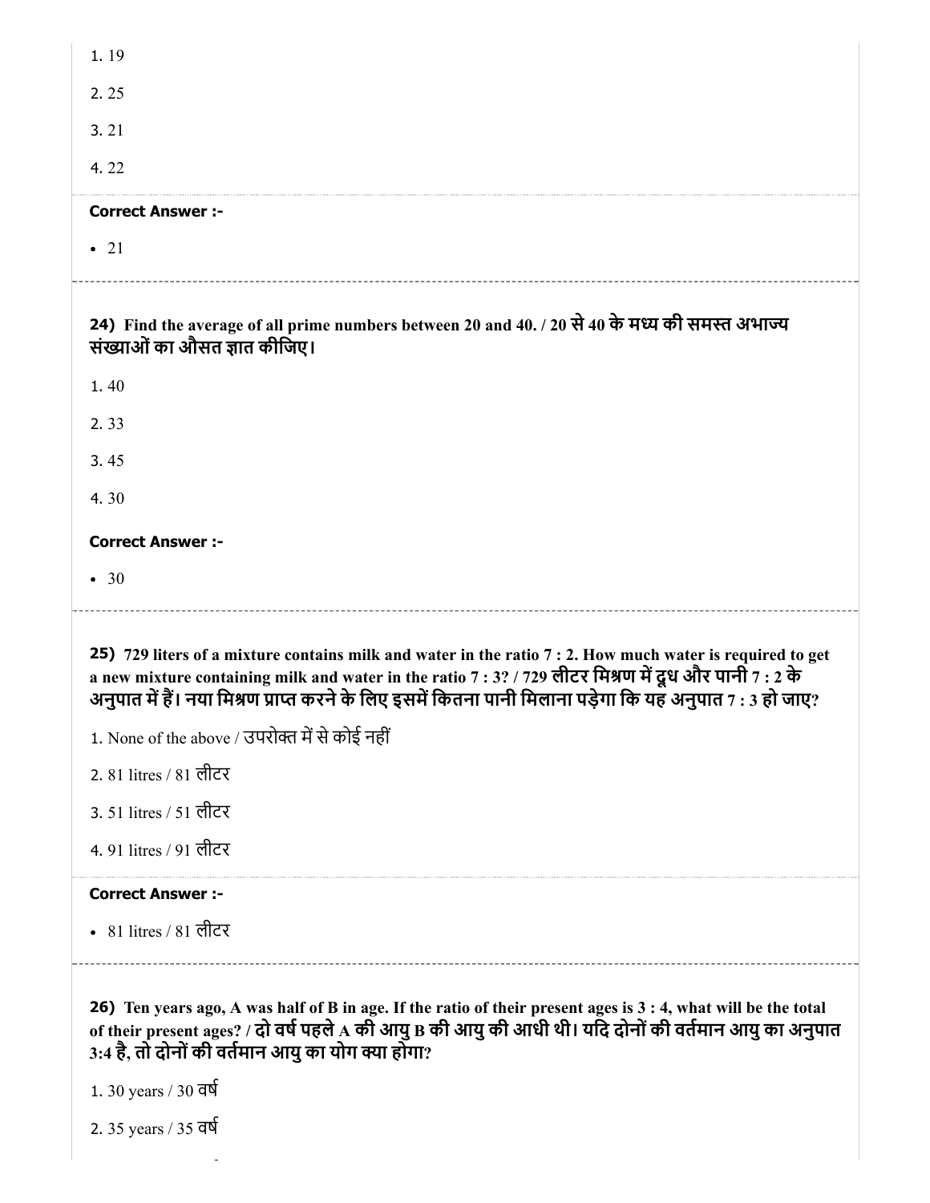1. 19

2. 25

3. 21

4. 22

**Correct Answer :-**

- 21

24) **Find the average of all prime numbers between 20 and 40. / 20 से 40 के मध्य की समस्त अभाज्य संख्याओं का औसत ज्ञात कीजिए।**

1. 40

2. 33

3. 45

4. 30

**Correct Answer :-**

- 30

25) **729 liters of a mixture contains milk and water in the ratio 7 : 2. How much water is required to get a new mixture containing milk and water in the ratio 7 : 3? / 729 लीटर मिश्रण में दूध और पानी 7 : 2 के अनुपात में हैं। नया मिश्रण प्राप्त करने के लिए इसमें कितना पानी मिलाना पड़ेगा कि यह अनुपात 7 : 3 हो जाए?**

1. None of the above / उपरोक्त में से कोई नहीं

2. 81 litres / 81 लीटर

3. 51 litres / 51 लीटर

4. 91 litres / 91 लीटर

**Correct Answer :-**

- 81 litres / 81 लीटर

26) **Ten years ago, A was half of B in age. If the ratio of their present ages is 3 : 4, what will be the total of their present ages? / दो वर्ष पहले A की आयु B की आयु की आधी थी। यदि दोनों की वर्तमान आयु का अनुपात 3:4 है, तो दोनों की वर्तमान आयु का योग क्या होगा?**

1. 30 years / 30 वर्ष

2. 35 years / 35 वर्ष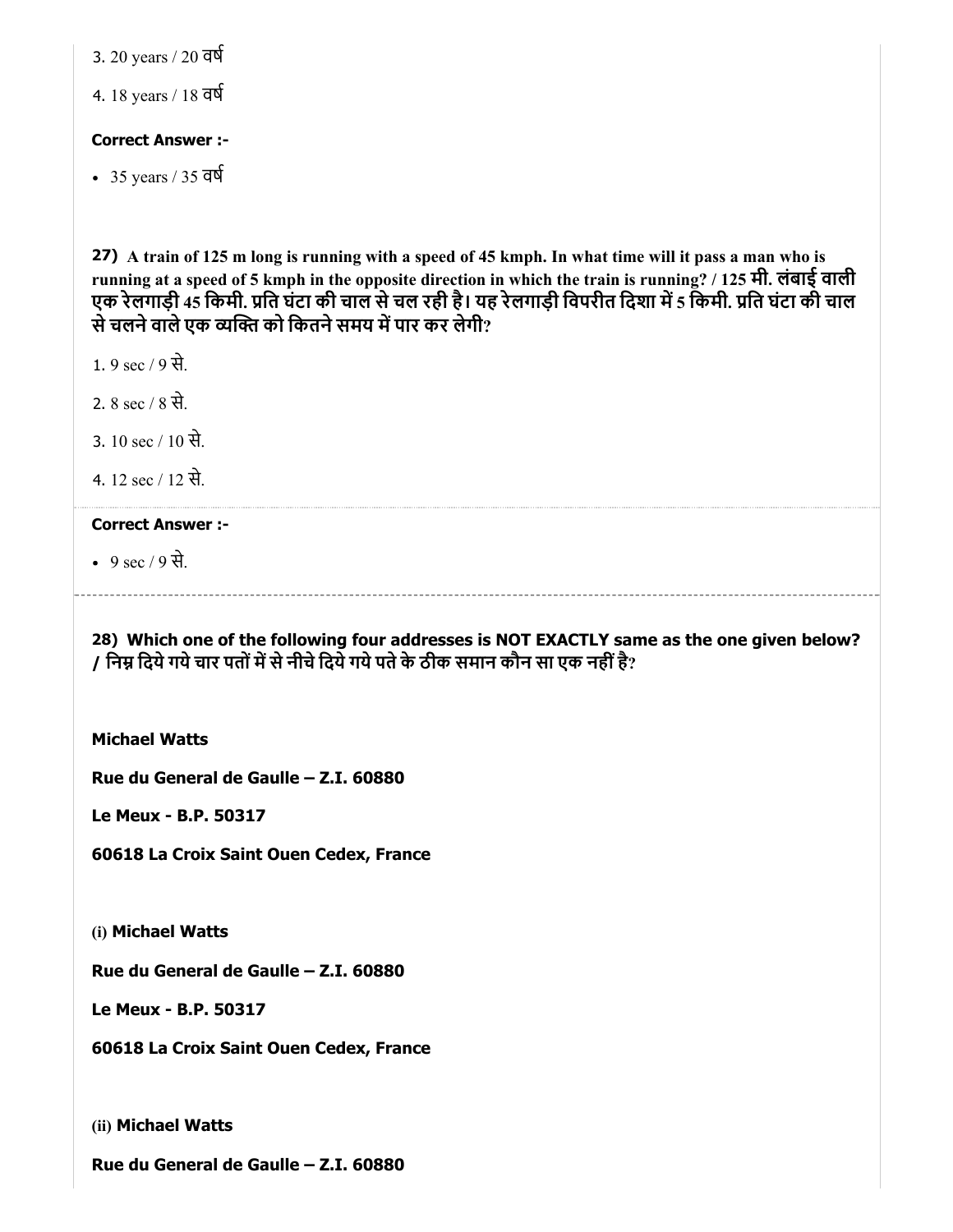3. 20 years / 20 वर्ष

4. 18 years / 18 वर्ष

**Correct Answer :-**

- 35 years / 35 वर्ष

**27) A train of 125 m long is running with a speed of 45 kmph. In what time will it pass a man who is running at a speed of 5 kmph in the opposite direction in which the train is running? / 125 मी. लंबाई वाली एक रेलगाड़ी 45 किमी. प्रति घंटा की चाल से चल रही है। यह रेलगाड़ी विपरीत दिशा में 5 किमी. प्रति घंटा की चाल से चलने वाले एक व्यक्ति को कितने समय में पार कर लेगी?**

1. 9 sec / 9 से.

2. 8 sec / 8 से.

3. 10 sec / 10 से.

4. 12 sec / 12 से.

**Correct Answer :-**

- 9 sec / 9 से.

**28) Which one of the following four addresses is NOT EXACTLY same as the one given below? / निम्न दिये गये चार पतों में से नीचे दिये गये पते के ठीक समान कौन सा एक नहीं है?**

**Michael Watts**

**Rue du General de Gaulle – Z.I. 60880**

**Le Meux - B.P. 50317**

**60618 La Croix Saint Ouen Cedex, France**

(i) **Michael Watts**

**Rue du General de Gaulle – Z.I. 60880**

**Le Meux - B.P. 50317**

**60618 La Croix Saint Ouen Cedex, France**

(ii) **Michael Watts**

**Rue du General de Gaulle – Z.I. 60880**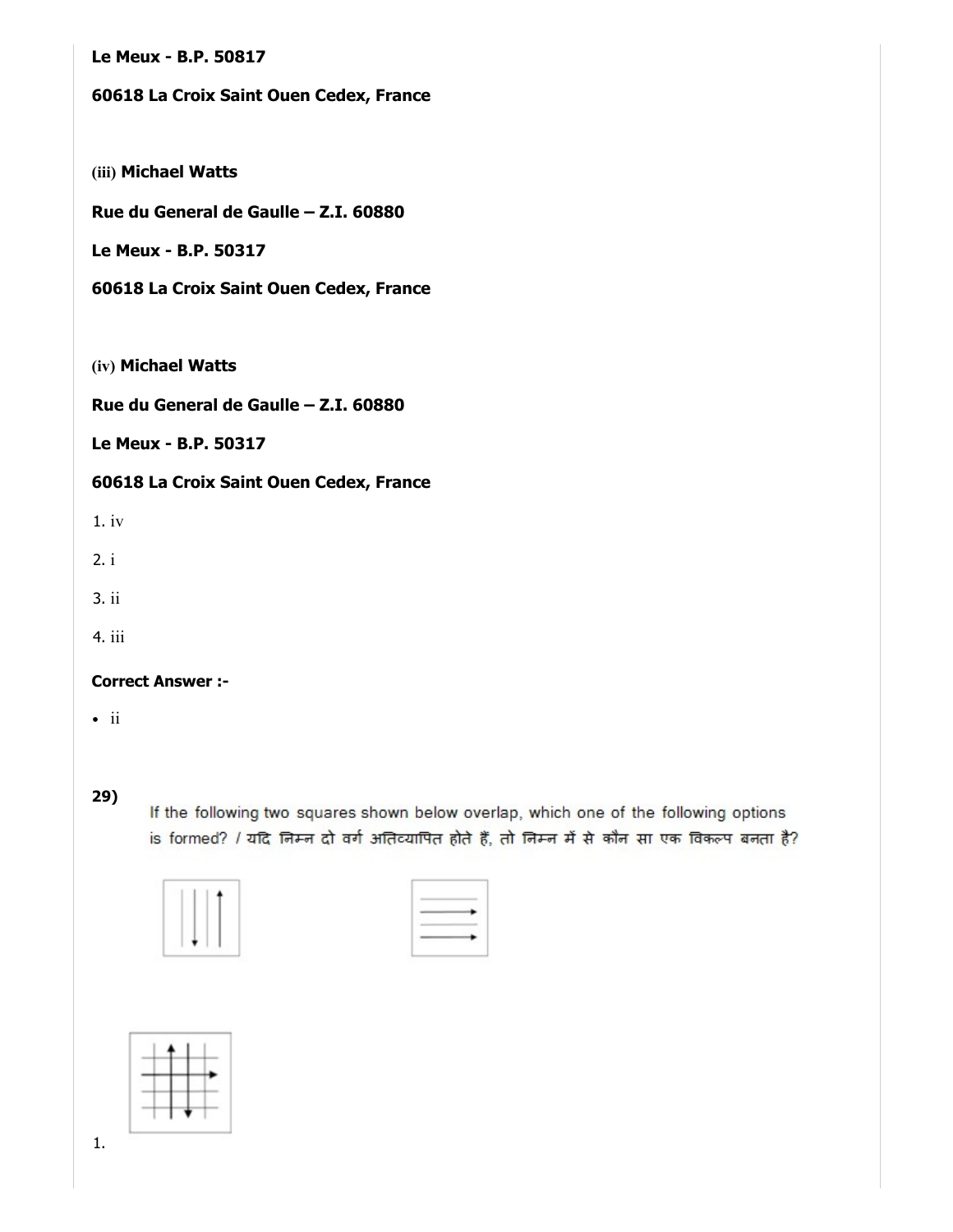**Le Meux - B.P. 50817**

**60618 La Croix Saint Ouen Cedex, France**

(iii) **Michael Watts**

**Rue du General de Gaulle – Z.I. 60880**

**Le Meux - B.P. 50317**

**60618 La Croix Saint Ouen Cedex, France**

(iv) **Michael Watts**

**Rue du General de Gaulle – Z.I. 60880**

**Le Meux - B.P. 50317**

**60618 La Croix Saint Ouen Cedex, France**

1. iv
2. i
3. ii
4. iii

**Correct Answer :-**

- ii

**29)**

If the following two squares shown below overlap, which one of the following options is formed? / यदि निम्न दो वर्ग अतिव्यापित होते हैं, तो निम्न में से कौन सा एक विकल्प बनता है?

1.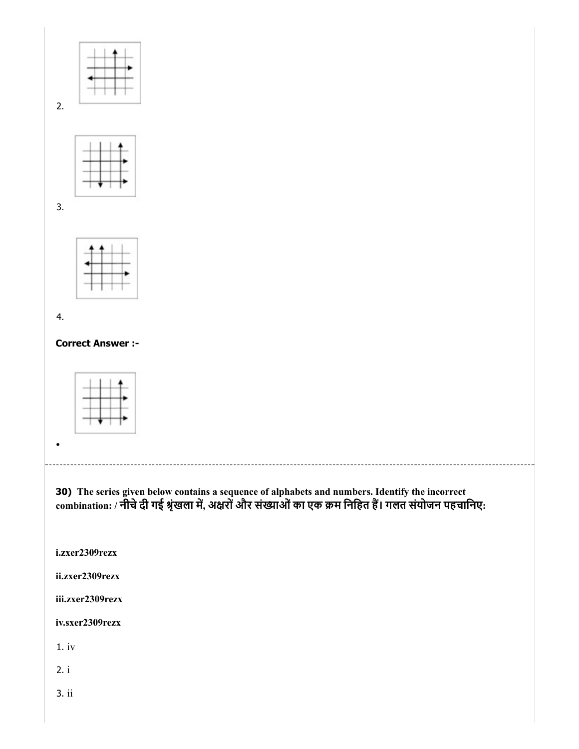2.

3.

4.

**Correct Answer :-**

•

---

**30)** **The series given below contains a sequence of alphabets and numbers. Identify the incorrect combination: / नीचे दी गई श्रृंखला में, अक्षरों और संख्याओं का एक क्रम निहित हैं। गलत संयोजन पहचानिए:**

**i.zxer2309rezx**

**ii.zxer2309rezx**

**iii.zxer2309rezx**

**iv.sxer2309rezx**

1. iv

2. i

3. ii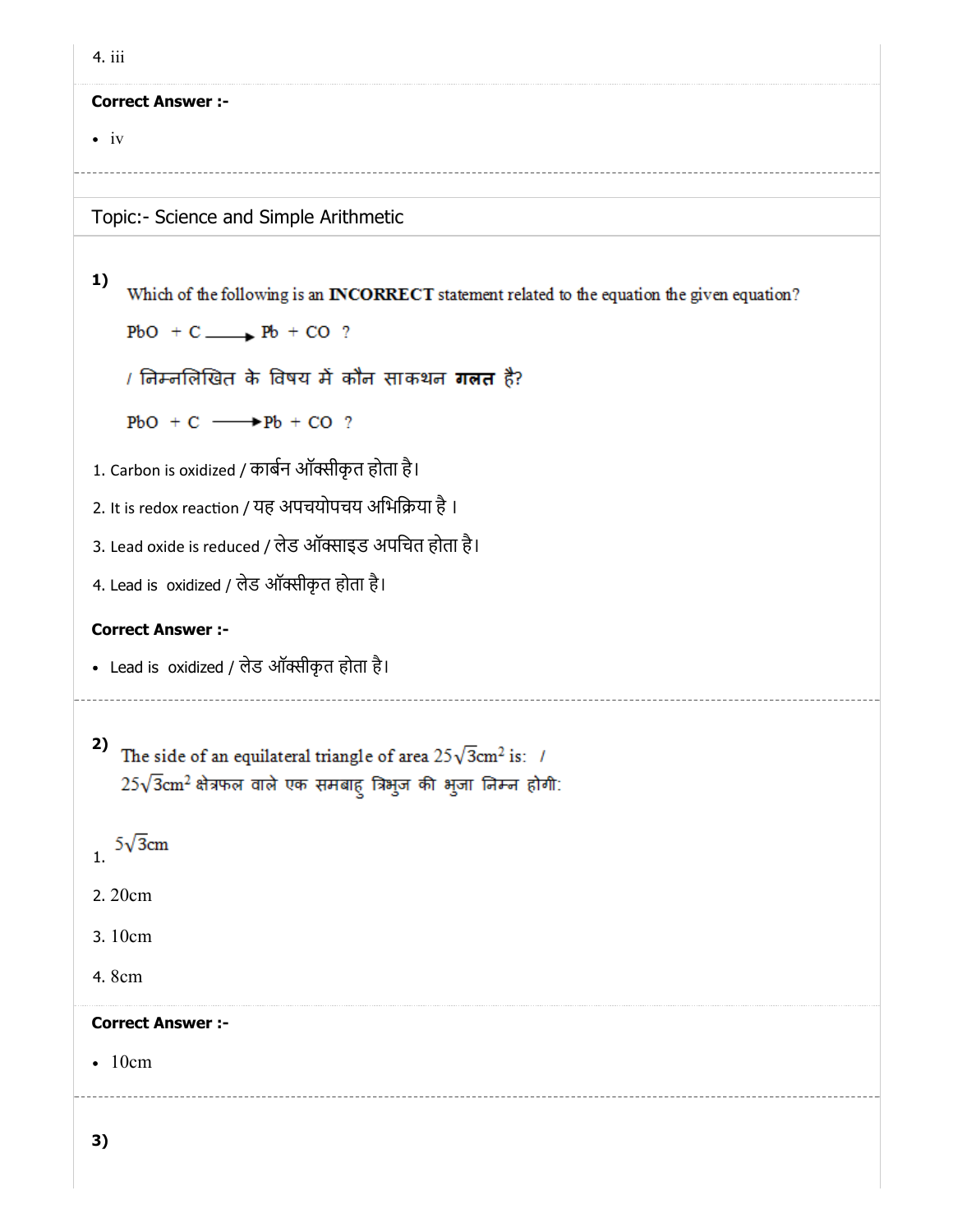4. iii

**Correct Answer :-**

- iv

Topic:- Science and Simple Arithmetic

**1)** Which of the following is an **INCORRECT** statement related to the equation the given equation?

$PbO + C \longrightarrow Pb + CO$ ?

/ निम्नलिखित के विषय में कौन साकथन **गलत** है?

$PbO + C \longrightarrow Pb + CO$ ?

1. Carbon is oxidized / कार्बन ऑक्सीकृत होता है।

2. It is redox reaction / यह अपचयोपचय अभिक्रिया है ।

3. Lead oxide is reduced / लेड ऑक्साइड अपचित होता है।

4. Lead is oxidized / लेड ऑक्सीकृत होता है।

**Correct Answer :-**

- Lead is oxidized / लेड ऑक्सीकृत होता है।

**2)** The side of an equilateral triangle of area $25\sqrt{3}\text{cm}^2$ is: /
$25\sqrt{3}\text{cm}^2$ क्षेत्रफल वाले एक समबाहु त्रिभुज की भुजा निम्न होगी:

1. $5\sqrt{3}$cm

2. 20cm

3. 10cm

4. 8cm

**Correct Answer :-**

- 10cm

**3)**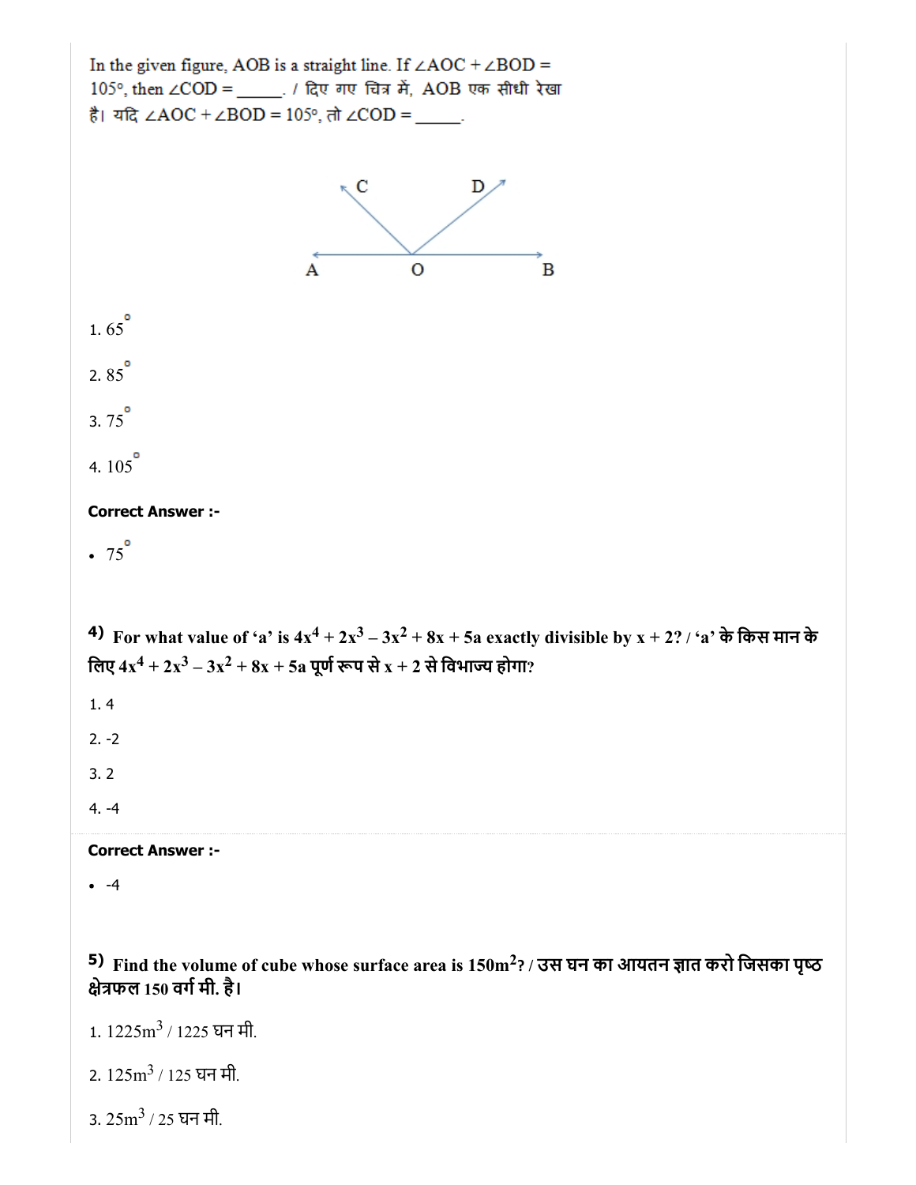In the given figure, AOB is a straight line. If $\angle AOC + \angle BOD = 105^\circ$, then $\angle COD =$ _____. / दिए गए चित्र में, AOB एक सीधी रेखा है। यदि $\angle AOC + \angle BOD = 105^\circ$, तो $\angle COD =$ _____.

1. $65^\circ$

2. $85^\circ$

3. $75^\circ$

4. $105^\circ$

**Correct Answer :-**

- $75^\circ$

**4)** **For what value of 'a' is $4x^4 + 2x^3 - 3x^2 + 8x + 5a$ exactly divisible by $x + 2$? / 'a' के किस मान के लिए $4x^4 + 2x^3 - 3x^2 + 8x + 5a$ पूर्ण रूप से $x + 2$ से विभाज्य होगा?**

1. 4

2. -2

3. 2

4. -4

**Correct Answer :-**

- -4

**5)** **Find the volume of cube whose surface area is $150m^2$? / उस घन का आयतन ज्ञात करो जिसका पृष्ठ क्षेत्रफल 150 वर्ग मी. है।**

1. $1225m^3$ / 1225 घन मी.

2. $125m^3$ / 125 घन मी.

3. $25m^3$ / 25 घन मी.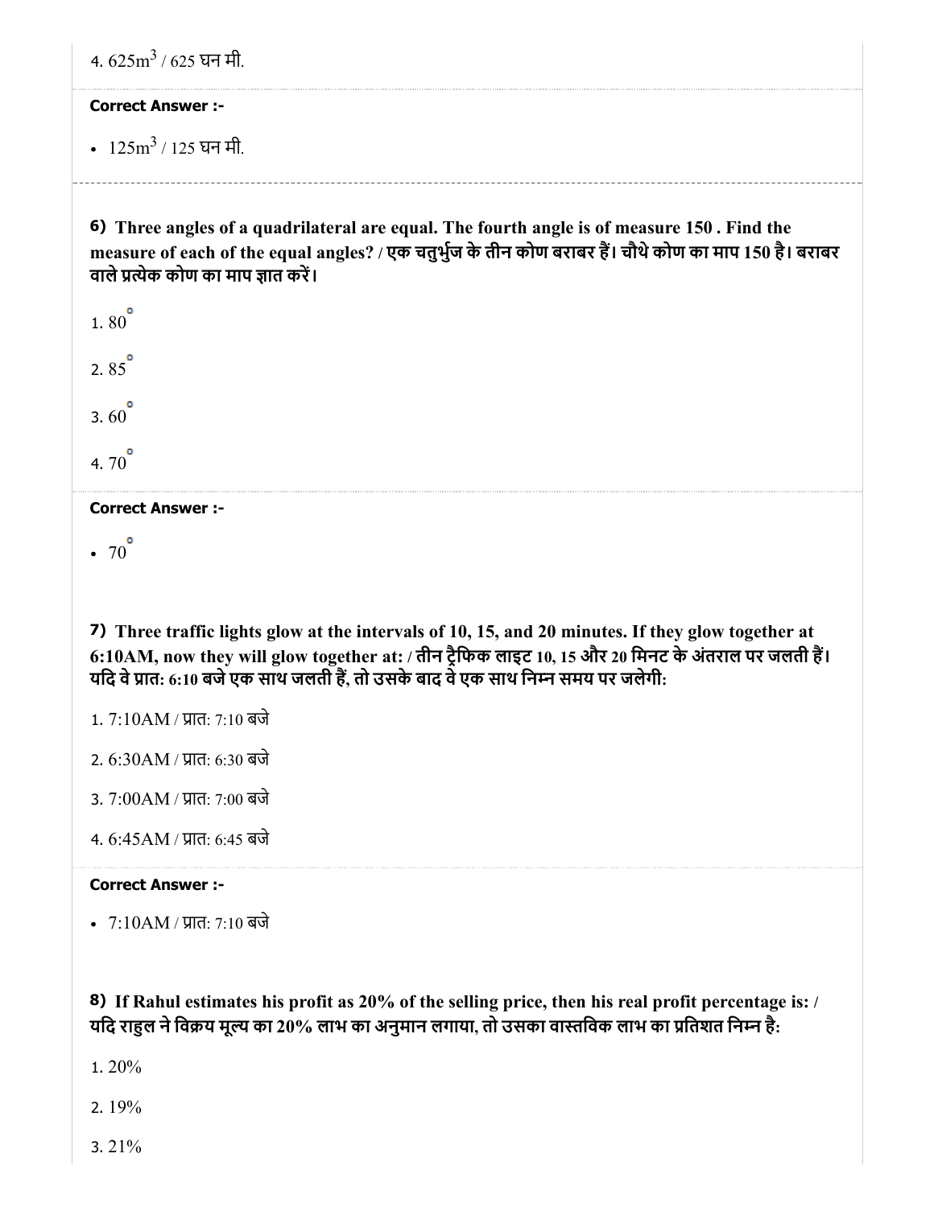4. $625m^3$ / 625 घन मी.

**Correct Answer :-**

- $125m^3$ / 125 घन मी.

**6) Three angles of a quadrilateral are equal. The fourth angle is of measure 150 . Find the measure of each of the equal angles? / एक चतुर्भुज के तीन कोण बराबर हैं। चौथे कोण का माप 150 है। बराबर वाले प्रत्येक कोण का माप ज्ञात करें।**

1. $80^{\circ}$

2. $85^{\circ}$

3. $60^{\circ}$

4. $70^{\circ}$

**Correct Answer :-**

- $70^{\circ}$

**7) Three traffic lights glow at the intervals of 10, 15, and 20 minutes. If they glow together at 6:10AM, now they will glow together at: / तीन ट्रैफिक लाइट 10, 15 और 20 मिनट के अंतराल पर जलती हैं। यदि वे प्रातः 6:10 बजे एक साथ जलती हैं, तो उसके बाद वे एक साथ निम्न समय पर जलेगी:**

1. 7:10AM / प्रातः 7:10 बजे

2. 6:30AM / प्रातः 6:30 बजे

3. 7:00AM / प्रातः 7:00 बजे

4. 6:45AM / प्रातः 6:45 बजे

**Correct Answer :-**

- 7:10AM / प्रातः 7:10 बजे

**8) If Rahul estimates his profit as 20% of the selling price, then his real profit percentage is: / यदि राहुल ने विक्रय मूल्य का 20% लाभ का अनुमान लगाया, तो उसका वास्तविक लाभ का प्रतिशत निम्न है:**

1. 20%

2. 19%

3. 21%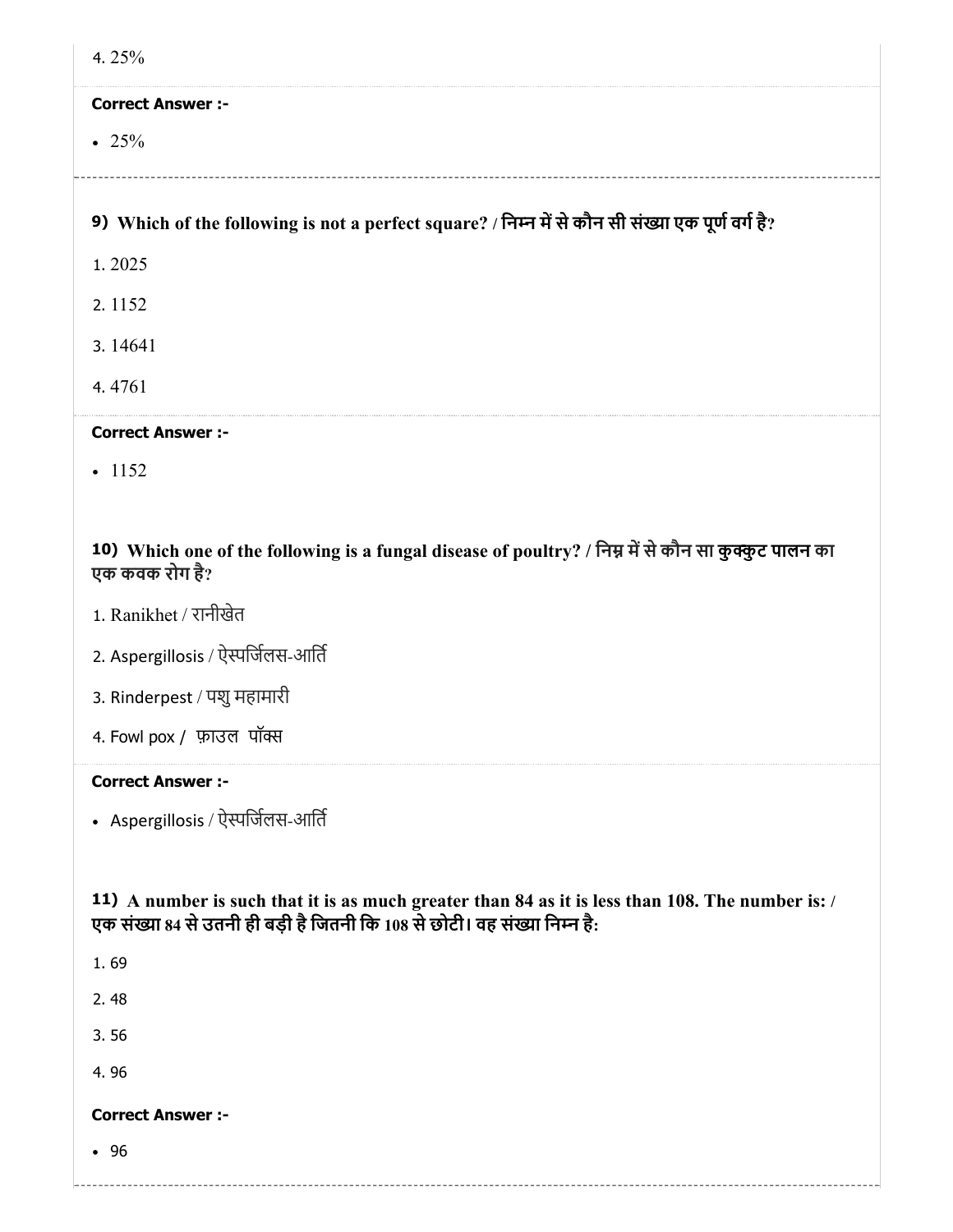4. 25%

**Correct Answer :-**

- 25%

**9) Which of the following is not a perfect square? / निम्न में से कौन सी संख्या एक पूर्ण वर्ग है?**

1. 2025
2. 1152
3. 14641
4. 4761

**Correct Answer :-**

- 1152

**10) Which one of the following is a fungal disease of poultry? / निम्न में से कौन सा कुक्कुट पालन का एक कवक रोग है?**

1. Ranikhet / रानीखेत
2. Aspergillosis / ऐस्पर्जिलस-आर्ति
3. Rinderpest / पशु महामारी
4. Fowl pox / फ़ाउल पॉक्स

**Correct Answer :-**

- Aspergillosis / ऐस्पर्जिलस-आर्ति

**11) A number is such that it is as much greater than 84 as it is less than 108. The number is: / एक संख्या 84 से उतनी ही बड़ी है जितनी कि 108 से छोटी। वह संख्या निम्न है:**

1. 69
2. 48
3. 56
4. 96

**Correct Answer :-**

- 96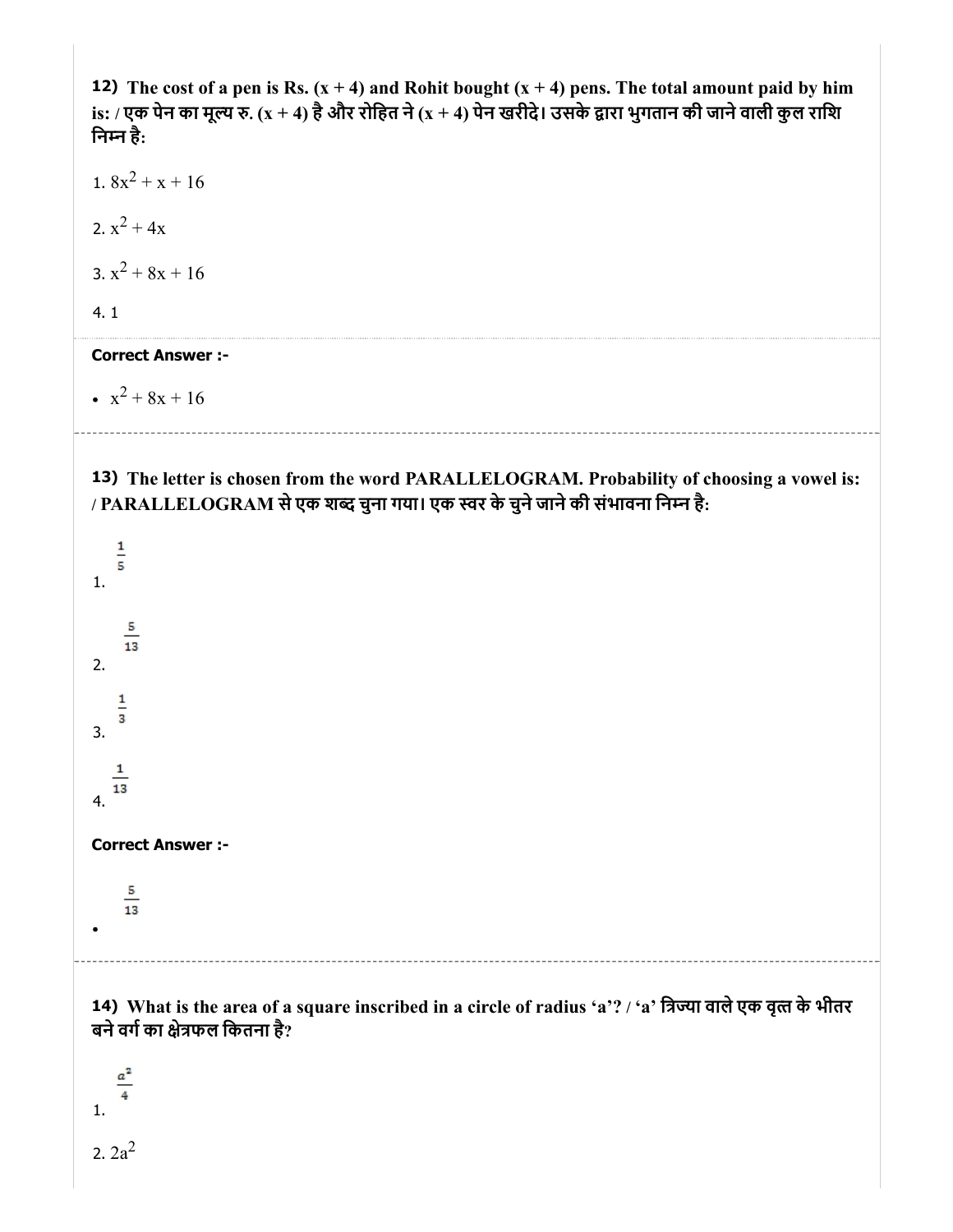**12) The cost of a pen is Rs. (x + 4) and Rohit bought (x + 4) pens. The total amount paid by him is: / एक पेन का मूल्य रु. (x + 4) है और रोहित ने (x + 4) पेन खरीदे। उसके द्वारा भुगतान की जाने वाली कुल राशि निम्न है:**

1. $8x^2 + x + 16$

2. $x^2 + 4x$

3. $x^2 + 8x + 16$

4. 1

**Correct Answer :-**

- $x^2 + 8x + 16$

---

**13) The letter is chosen from the word PARALLELOGRAM. Probability of choosing a vowel is: / PARALLELOGRAM से एक शब्द चुना गया। एक स्वर के चुने जाने की संभावना निम्न है:**

1. $\frac{1}{5}$

2. $\frac{5}{13}$

3. $\frac{1}{3}$

4. $\frac{1}{13}$

**Correct Answer :-**

- $\frac{5}{13}$

---

**14) What is the area of a square inscribed in a circle of radius 'a'? / 'a' त्रिज्या वाले एक वृत्त के भीतर बने वर्ग का क्षेत्रफल कितना है?**

1. $\frac{a^2}{4}$

2. $2a^2$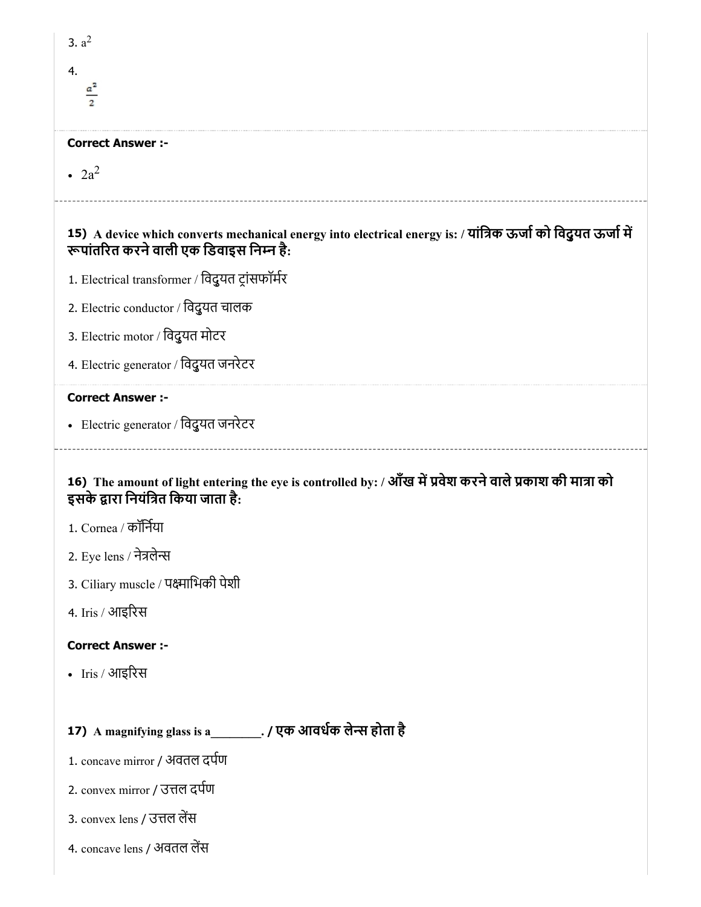3. $a^2$

4. $\frac{a^2}{2}$

**Correct Answer :-**

- $2a^2$

---

**15) A device which converts mechanical energy into electrical energy is: / यांत्रिक ऊर्जा को विद्युत ऊर्जा में रूपांतरित करने वाली एक डिवाइस निम्न है:**

1. Electrical transformer / विदुयत ट्रांसफॉर्मर
2. Electric conductor / विदुयत चालक
3. Electric motor / विदुयत मोटर
4. Electric generator / विदुयत जनरेटर

**Correct Answer :-**

- Electric generator / विदुयत जनरेटर

---

**16) The amount of light entering the eye is controlled by: / आँख में प्रवेश करने वाले प्रकाश की मात्रा को इसके द्वारा नियंत्रित किया जाता है:**

1. Cornea / कॉर्निया
2. Eye lens / नेत्रलेन्स
3. Ciliary muscle / पक्ष्माभिकी पेशी
4. Iris / आइरिस

**Correct Answer :-**

- Iris / आइरिस

---

**17) A magnifying glass is a________. / एक आवर्धक लेन्स होता है**

1. concave mirror / अवतल दर्पण
2. convex mirror / उत्तल दर्पण
3. convex lens / उत्तल लेंस
4. concave lens / अवतल लेंस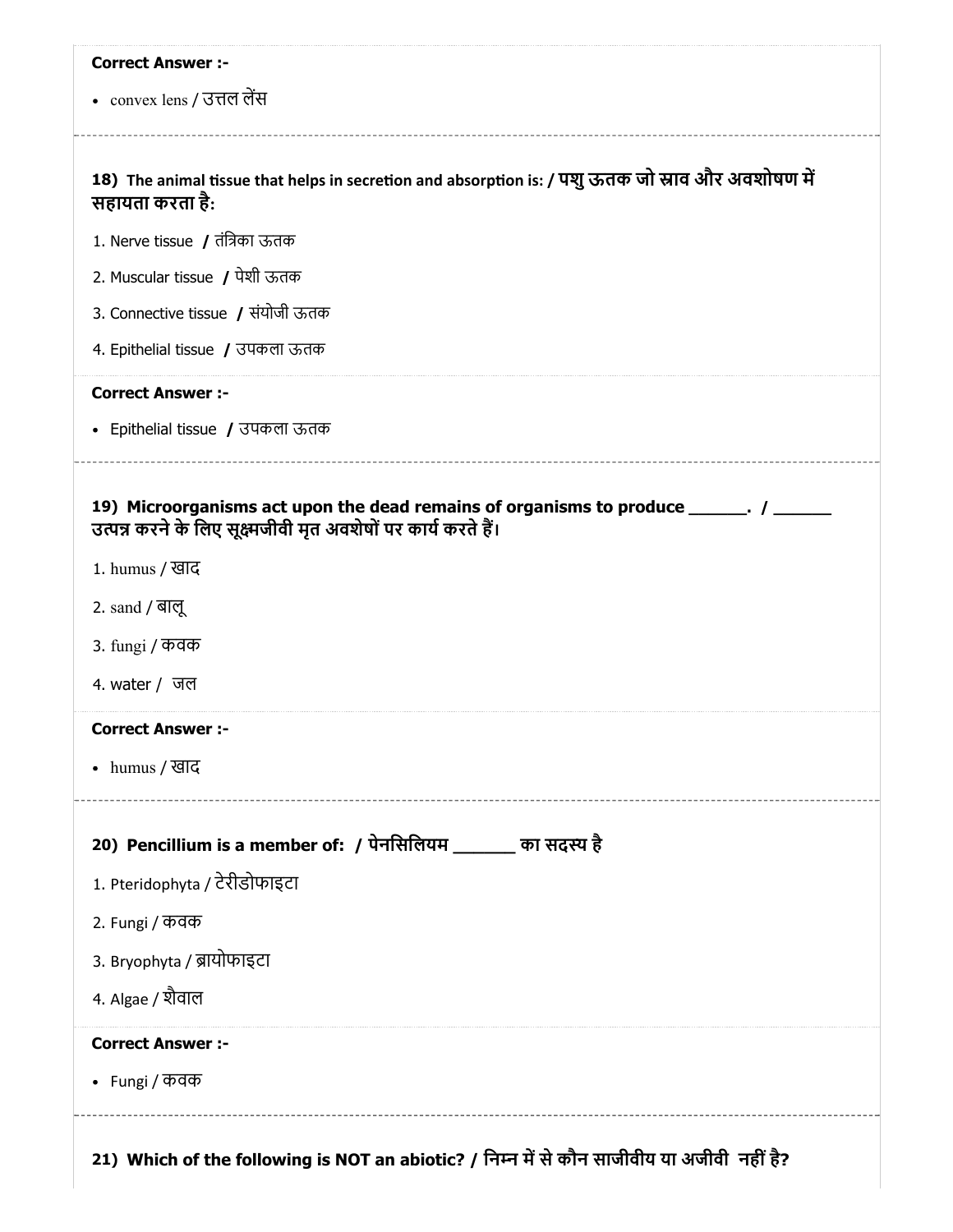**Correct Answer :-**

- convex lens / उत्तल लेंस

---

**18) The animal tissue that helps in secretion and absorption is: / पशु ऊतक जो स्राव और अवशोषण में सहायता करता है:**

1. Nerve tissue / तंत्रिका ऊतक
2. Muscular tissue / पेशी ऊतक
3. Connective tissue / संयोजी ऊतक
4. Epithelial tissue / उपकला ऊतक

**Correct Answer :-**

- Epithelial tissue / उपकला ऊतक

---

**19) Microorganisms act upon the dead remains of organisms to produce ______. / ______ उत्पन्न करने के लिए सूक्ष्मजीवी मृत अवशेषों पर कार्य करते हैं।**

1. humus / खाद
2. sand / बालू
3. fungi / कवक
4. water / जल

**Correct Answer :-**

- humus / खाद

---

**20) Pencillium is a member of: / पेनसिलियम ______ का सदस्य है**

1. Pteridophyta / टेरीडोफाइटा
2. Fungi / कवक
3. Bryophyta / ब्रायोफाइटा
4. Algae / शैवाल

**Correct Answer :-**

- Fungi / कवक

---

**21) Which of the following is NOT an abiotic? / निम्न में से कौन साजीवीय या अजीवी नहीं है?**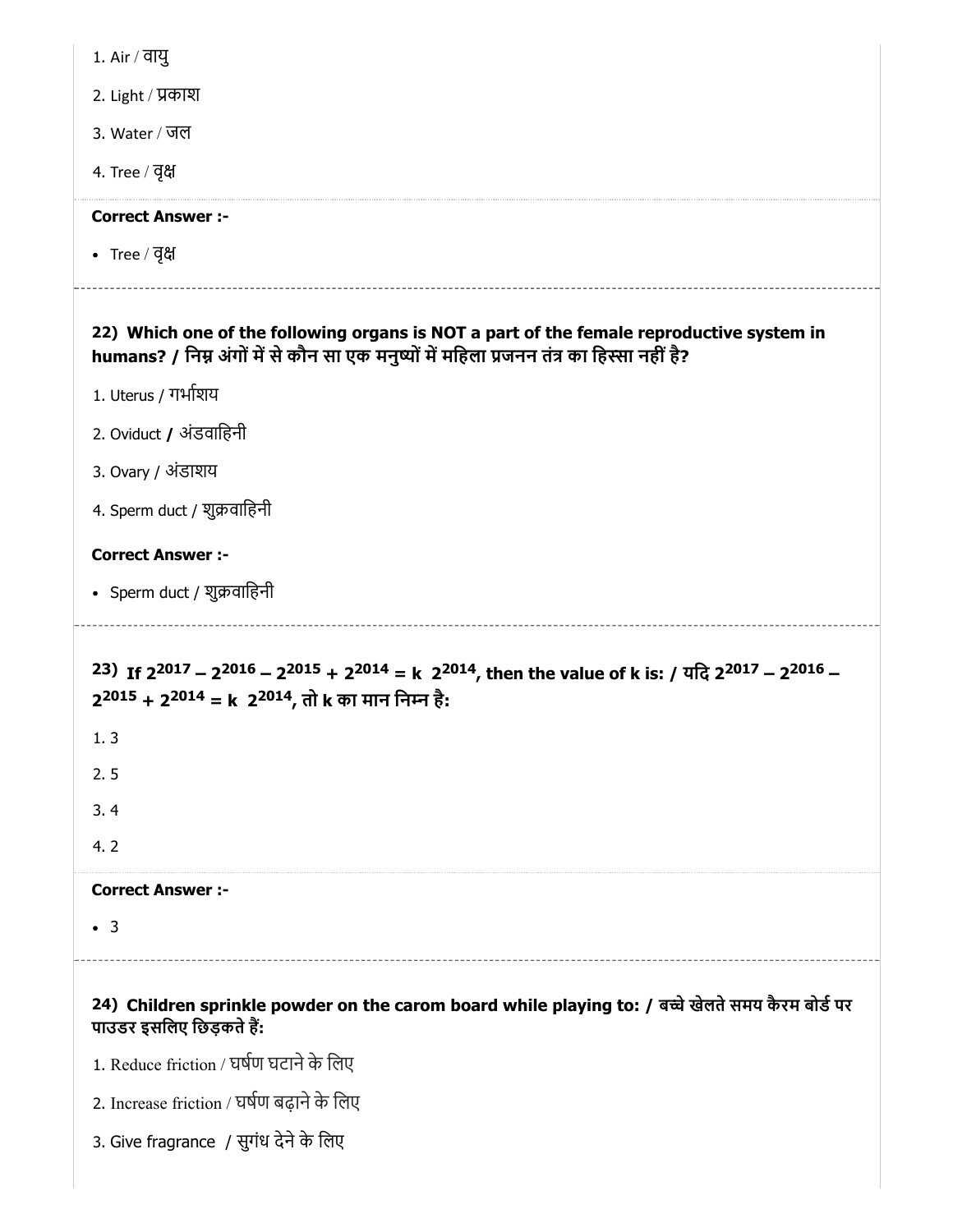1. Air / वायु

2. Light / प्रकाश

3. Water / जल

4. Tree / वृक्ष

**Correct Answer :-**

- Tree / वृक्ष

---

**22) Which one of the following organs is NOT a part of the female reproductive system in humans? / निम्न अंगों में से कौन सा एक मनुष्यों में महिला प्रजनन तंत्र का हिस्सा नहीं है?**

1. Uterus / गर्भाशय

2. Oviduct / अंडवाहिनी

3. Ovary / अंडाशय

4. Sperm duct / शुक्रवाहिनी

**Correct Answer :-**

- Sperm duct / शुक्रवाहिनी

---

**23) If $2^{2017} - 2^{2016} - 2^{2015} + 2^{2014} = k \ 2^{2014}$, then the value of k is: / यदि $2^{2017} - 2^{2016} - 2^{2015} + 2^{2014} = k \ 2^{2014}$, तो k का मान निम्न है:**

1. 3

2. 5

3. 4

4. 2

**Correct Answer :-**

- 3

---

**24) Children sprinkle powder on the carom board while playing to: / बच्चे खेलते समय कैरम बोर्ड पर पाउडर इसलिए छिड़कते हैं:**

1. Reduce friction / घर्षण घटाने के लिए

2. Increase friction / घर्षण बढ़ाने के लिए

3. Give fragrance / सुगंध देने के लिए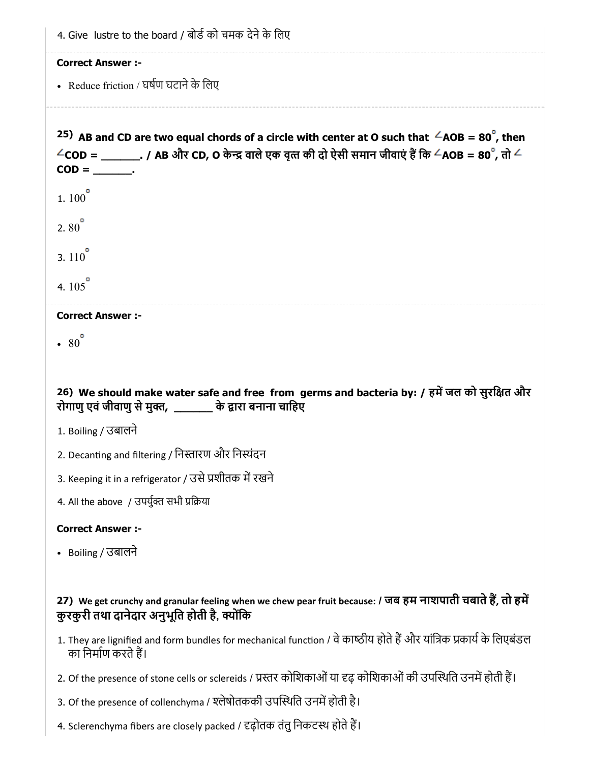4. Give lustre to the board / बोर्ड को चमक देने के लिए

**Correct Answer :-**

- Reduce friction / घर्षण घटाने के लिए

---

**25) AB and CD are two equal chords of a circle with center at O such that ∠AOB = 80°, then ∠COD = ______. / AB और CD, O केन्द्र वाले एक वृत्त की दो ऐसी समान जीवाएं हैं कि ∠AOB = 80°, तो ∠COD = ______.**

1. 100°
2. 80°
3. 110°
4. 105°

**Correct Answer :-**

- 80°

**26) We should make water safe and free from germs and bacteria by: / हमें जल को सुरक्षित और रोगाणु एवं जीवाणु से मुक्त, ______ के द्वारा बनाना चाहिए**

1. Boiling / उबालने
2. Decanting and filtering / निस्तारण और निस्यंदन
3. Keeping it in a refrigerator / उसे प्रशीतक में रखने
4. All the above / उपर्युक्त सभी प्रक्रिया

**Correct Answer :-**

- Boiling / उबालने

**27) We get crunchy and granular feeling when we chew pear fruit because: / जब हम नाशपाती चबाते हैं, तो हमें कुरकुरी तथा दानेदार अनुभूति होती है, क्योंकि**

1. They are lignified and form bundles for mechanical function / वे काष्ठीय होते हैं और यांत्रिक प्रकार्य के लिएबंडल का निर्माण करते हैं।
2. Of the presence of stone cells or sclereids / प्रस्तर कोशिकाओं या दृढ़ कोशिकाओं की उपस्थिति उनमें होती हैं।
3. Of the presence of collenchyma / श्लेषोतककी उपस्थिति उनमें होती है।
4. Sclerenchyma fibers are closely packed / दृढ़ोतक तंतु निकटस्थ होते हैं।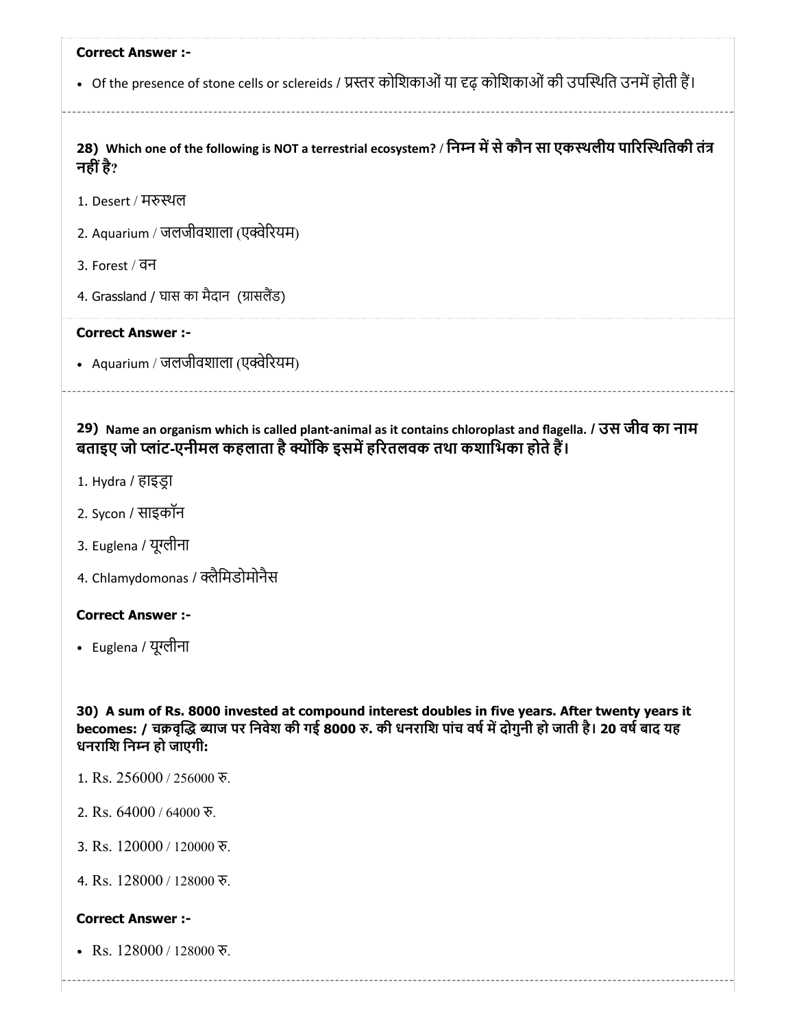**Correct Answer :-**

- Of the presence of stone cells or sclereids / प्रस्तर कोशिकाओं या दृढ़ कोशिकाओं की उपस्थिति उनमें होती हैं।

**28) Which one of the following is NOT a terrestrial ecosystem? / निम्न में से कौन सा एकस्थलीय पारिस्थितिकी तंत्र नहीं है?**

1. Desert / मरुस्थल
2. Aquarium / जलजीवशाला (एक्वेरियम)
3. Forest / वन
4. Grassland / घास का मैदान (ग्रासलैंड)

**Correct Answer :-**

- Aquarium / जलजीवशाला (एक्वेरियम)

**29) Name an organism which is called plant-animal as it contains chloroplast and flagella. / उस जीव का नाम बताइए जो प्लांट-एनीमल कहलाता है क्योंकि इसमें हरितलवक तथा कशाभिका होते हैं।**

1. Hydra / हाइड्रा
2. Sycon / साइकॉन
3. Euglena / यूग्लीना
4. Chlamydomonas / क्लैमिडोमोनैस

**Correct Answer :-**

- Euglena / यूग्लीना

**30) A sum of Rs. 8000 invested at compound interest doubles in five years. After twenty years it becomes: / चक्रवृद्धि ब्याज पर निवेश की गई 8000 रु. की धनराशि पांच वर्ष में दोगुनी हो जाती है। 20 वर्ष बाद यह धनराशि निम्न हो जाएगी:**

1. Rs. 256000 / 256000 रु.
2. Rs. 64000 / 64000 रु.
3. Rs. 120000 / 120000 रु.
4. Rs. 128000 / 128000 रु.

**Correct Answer :-**

- Rs. 128000 / 128000 रु.